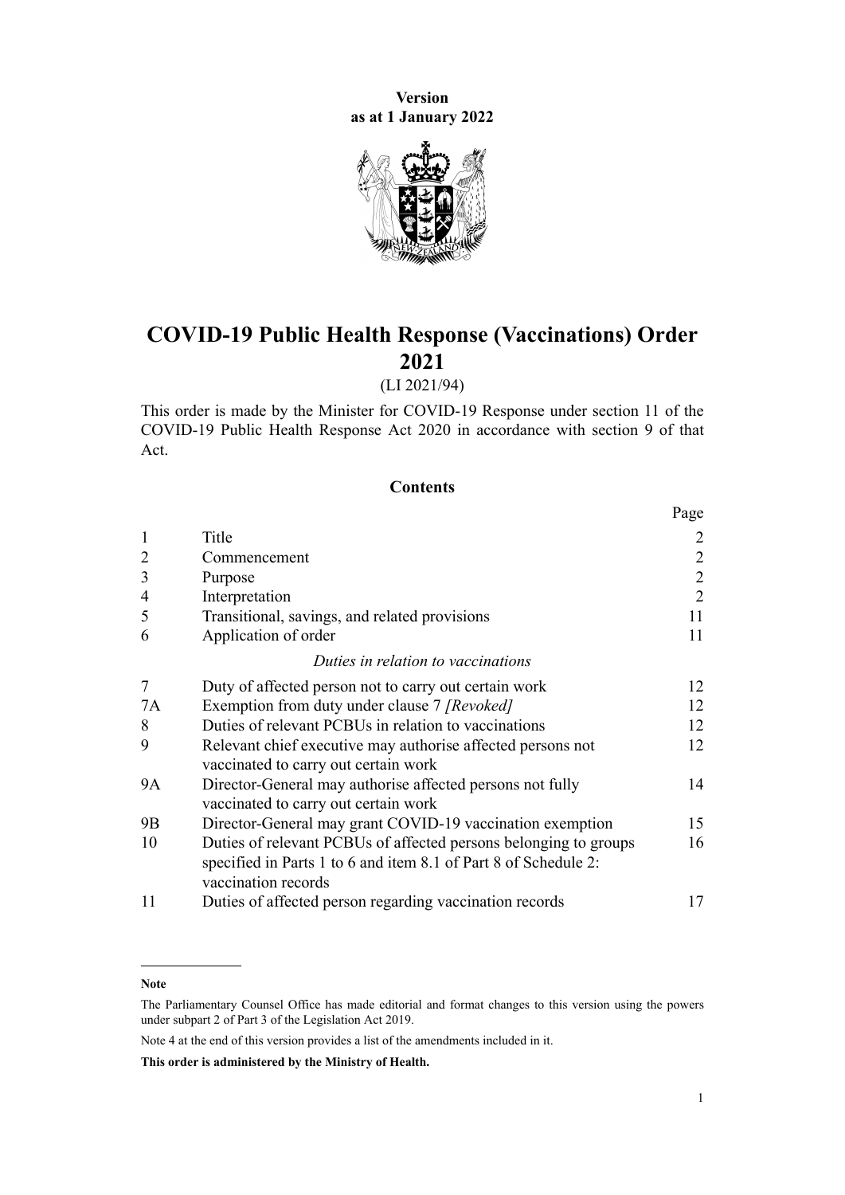**Version**
**as at 1 January 2022**

# COVID-19 Public Health Response (Vaccinations) Order 2021

(LI 2021/94)

This order is made by the Minister for COVID-19 Response under section 11 of the COVID-19 Public Health Response Act 2020 in accordance with section 9 of that Act.

## Contents

| | | Page |
|---|---|---|
| 1 | Title | 2 |
| 2 | Commencement | 2 |
| 3 | Purpose | 2 |
| 4 | Interpretation | 2 |
| 5 | Transitional, savings, and related provisions | 11 |
| 6 | Application of order | 11 |
| | *Duties in relation to vaccinations* | |
| 7 | Duty of affected person not to carry out certain work | 12 |
| 7A | Exemption from duty under clause 7 *[Revoked]* | 12 |
| 8 | Duties of relevant PCBUs in relation to vaccinations | 12 |
| 9 | Relevant chief executive may authorise affected persons not vaccinated to carry out certain work | 12 |
| 9A | Director-General may authorise affected persons not fully vaccinated to carry out certain work | 14 |
| 9B | Director-General may grant COVID-19 vaccination exemption | 15 |
| 10 | Duties of relevant PCBUs of affected persons belonging to groups specified in Parts 1 to 6 and item 8.1 of Part 8 of Schedule 2: vaccination records | 16 |
| 11 | Duties of affected person regarding vaccination records | 17 |

**Note**

The Parliamentary Counsel Office has made editorial and format changes to this version using the powers under subpart 2 of Part 3 of the Legislation Act 2019.

Note 4 at the end of this version provides a list of the amendments included in it.

**This order is administered by the Ministry of Health.**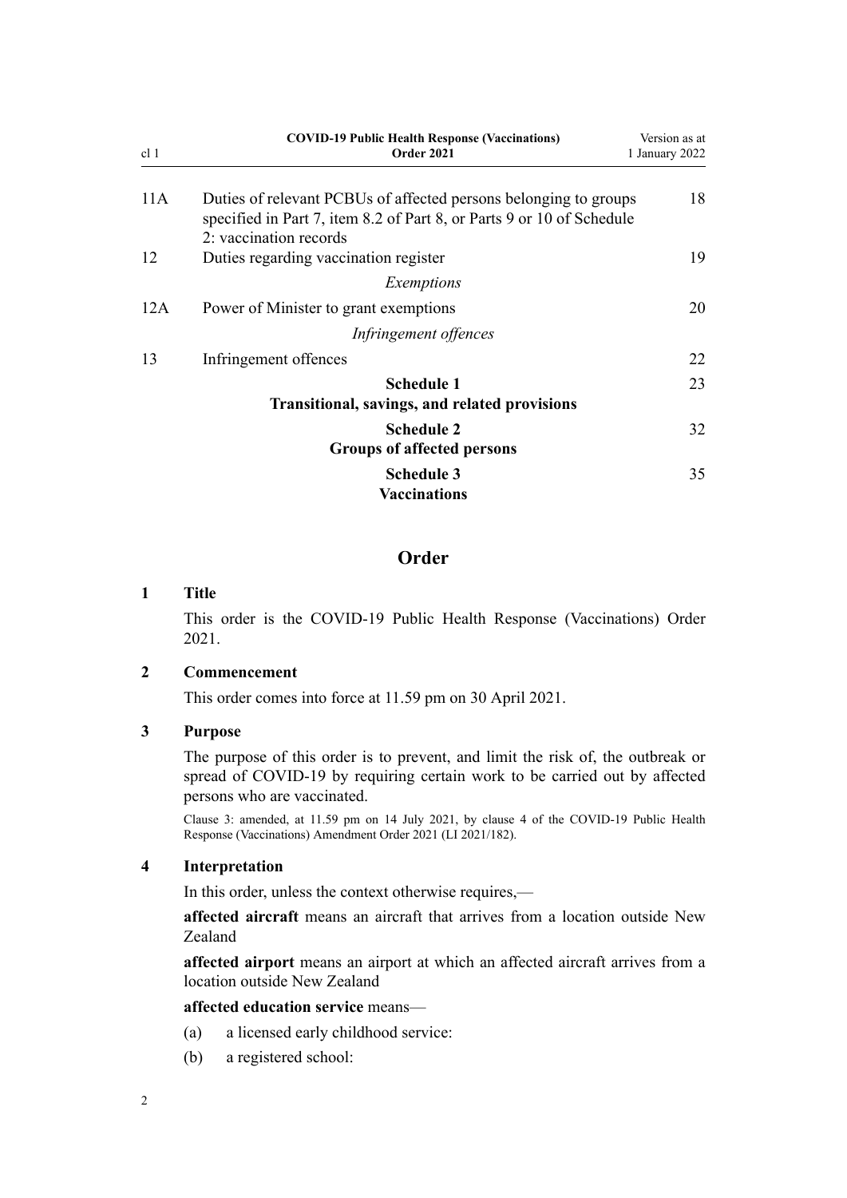| | | |
|---|---|---|
| 11A | Duties of relevant PCBUs of affected persons belonging to groups specified in Part 7, item 8.2 of Part 8, or Parts 9 or 10 of Schedule 2: vaccination records | 18 |
| 12 | Duties regarding vaccination register | 19 |
| | *Exemptions* | |
| 12A | Power of Minister to grant exemptions | 20 |
| | *Infringement offences* | |
| 13 | Infringement offences | 22 |
| | **Schedule 1** **Transitional, savings, and related provisions** | 23 |
| | **Schedule 2** **Groups of affected persons** | 32 |
| | **Schedule 3** **Vaccinations** | 35 |

## Order

### 1 Title

This order is the COVID-19 Public Health Response (Vaccinations) Order 2021.

### 2 Commencement

This order comes into force at 11.59 pm on 30 April 2021.

### 3 Purpose

The purpose of this order is to prevent, and limit the risk of, the outbreak or spread of COVID-19 by requiring certain work to be carried out by affected persons who are vaccinated.

Clause 3: amended, at 11.59 pm on 14 July 2021, by clause 4 of the COVID-19 Public Health Response (Vaccinations) Amendment Order 2021 (LI 2021/182).

### 4 Interpretation

In this order, unless the context otherwise requires,—

**affected aircraft** means an aircraft that arrives from a location outside New Zealand

**affected airport** means an airport at which an affected aircraft arrives from a location outside New Zealand

**affected education service** means—

(a) a licensed early childhood service:

(b) a registered school: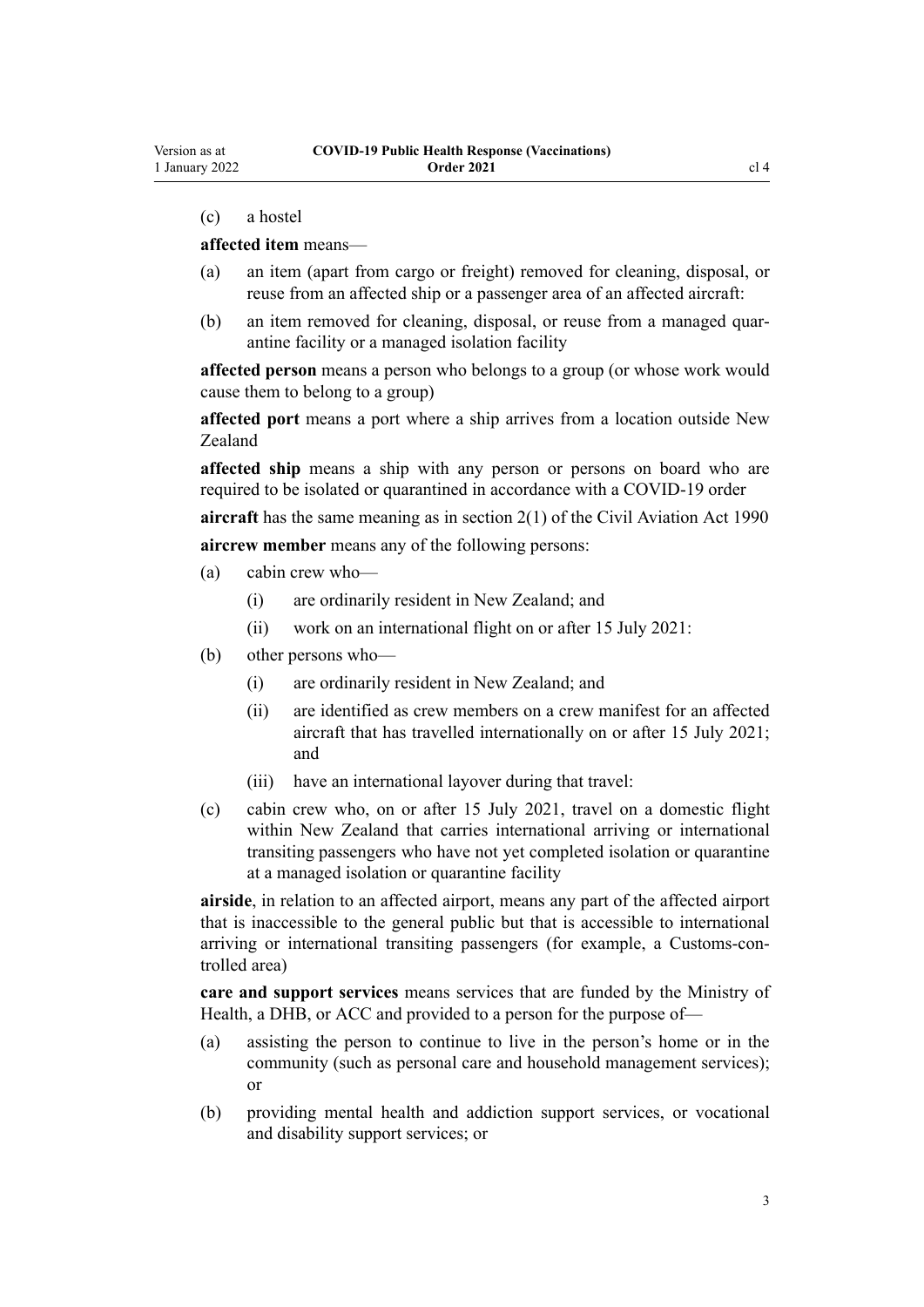(c) a hostel

**affected item** means—

(a) an item (apart from cargo or freight) removed for cleaning, disposal, or reuse from an affected ship or a passenger area of an affected aircraft:

(b) an item removed for cleaning, disposal, or reuse from a managed quarantine facility or a managed isolation facility

**affected person** means a person who belongs to a group (or whose work would cause them to belong to a group)

**affected port** means a port where a ship arrives from a location outside New Zealand

**affected ship** means a ship with any person or persons on board who are required to be isolated or quarantined in accordance with a COVID-19 order

**aircraft** has the same meaning as in section 2(1) of the Civil Aviation Act 1990

**aircrew member** means any of the following persons:

(a) cabin crew who—

  (i) are ordinarily resident in New Zealand; and

  (ii) work on an international flight on or after 15 July 2021:

(b) other persons who—

  (i) are ordinarily resident in New Zealand; and

  (ii) are identified as crew members on a crew manifest for an affected aircraft that has travelled internationally on or after 15 July 2021; and

  (iii) have an international layover during that travel:

(c) cabin crew who, on or after 15 July 2021, travel on a domestic flight within New Zealand that carries international arriving or international transiting passengers who have not yet completed isolation or quarantine at a managed isolation or quarantine facility

**airside**, in relation to an affected airport, means any part of the affected airport that is inaccessible to the general public but that is accessible to international arriving or international transiting passengers (for example, a Customs-controlled area)

**care and support services** means services that are funded by the Ministry of Health, a DHB, or ACC and provided to a person for the purpose of—

(a) assisting the person to continue to live in the person's home or in the community (such as personal care and household management services); or

(b) providing mental health and addiction support services, or vocational and disability support services; or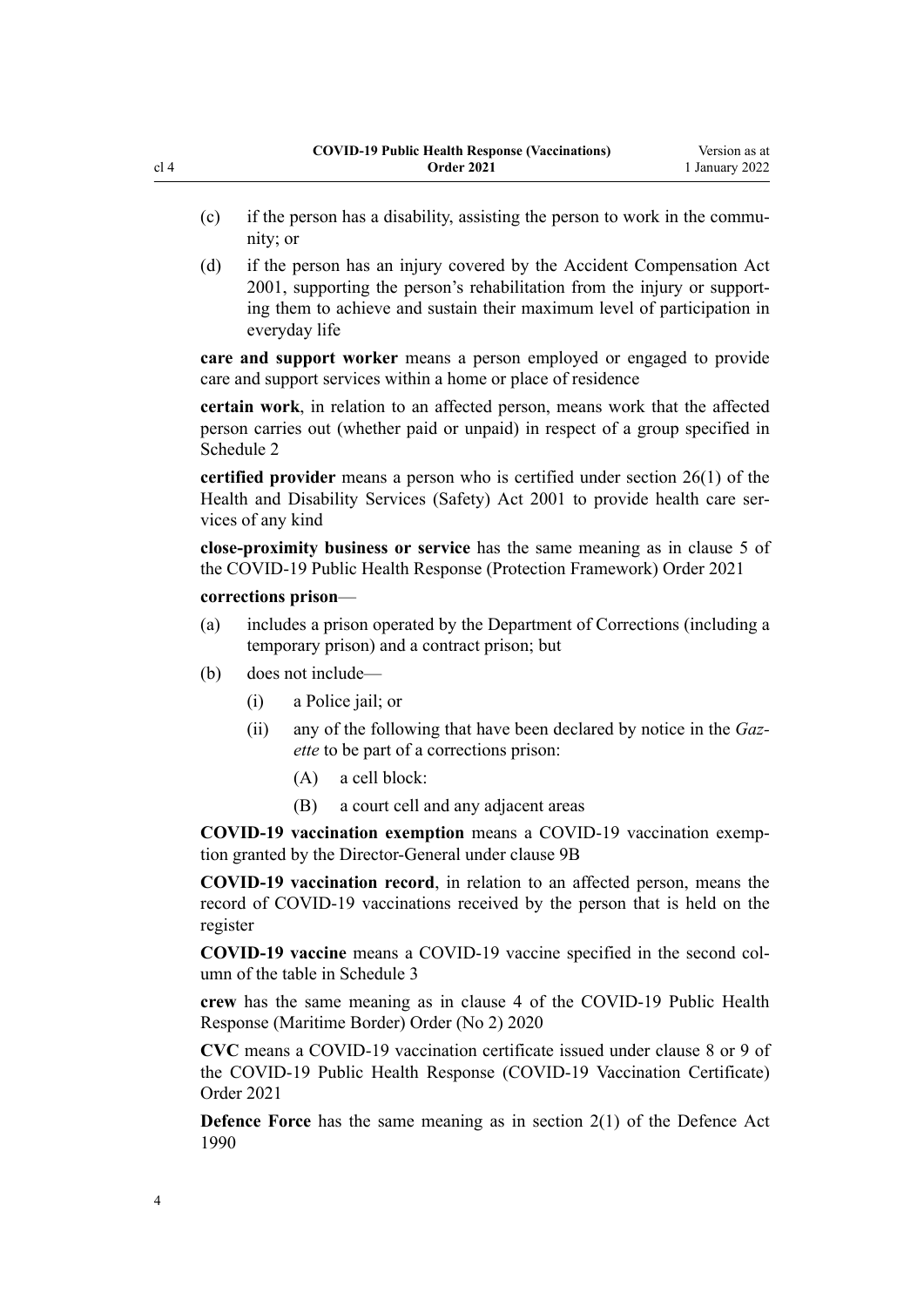(c) if the person has a disability, assisting the person to work in the community; or

(d) if the person has an injury covered by the Accident Compensation Act 2001, supporting the person's rehabilitation from the injury or supporting them to achieve and sustain their maximum level of participation in everyday life

**care and support worker** means a person employed or engaged to provide care and support services within a home or place of residence

**certain work**, in relation to an affected person, means work that the affected person carries out (whether paid or unpaid) in respect of a group specified in Schedule 2

**certified provider** means a person who is certified under section 26(1) of the Health and Disability Services (Safety) Act 2001 to provide health care services of any kind

**close-proximity business or service** has the same meaning as in clause 5 of the COVID-19 Public Health Response (Protection Framework) Order 2021

**corrections prison**—

(a) includes a prison operated by the Department of Corrections (including a temporary prison) and a contract prison; but

(b) does not include—

  (i) a Police jail; or

  (ii) any of the following that have been declared by notice in the *Gazette* to be part of a corrections prison:

    (A) a cell block:

    (B) a court cell and any adjacent areas

**COVID-19 vaccination exemption** means a COVID-19 vaccination exemption granted by the Director-General under clause 9B

**COVID-19 vaccination record**, in relation to an affected person, means the record of COVID-19 vaccinations received by the person that is held on the register

**COVID-19 vaccine** means a COVID-19 vaccine specified in the second column of the table in Schedule 3

**crew** has the same meaning as in clause 4 of the COVID-19 Public Health Response (Maritime Border) Order (No 2) 2020

**CVC** means a COVID-19 vaccination certificate issued under clause 8 or 9 of the COVID-19 Public Health Response (COVID-19 Vaccination Certificate) Order 2021

**Defence Force** has the same meaning as in section 2(1) of the Defence Act 1990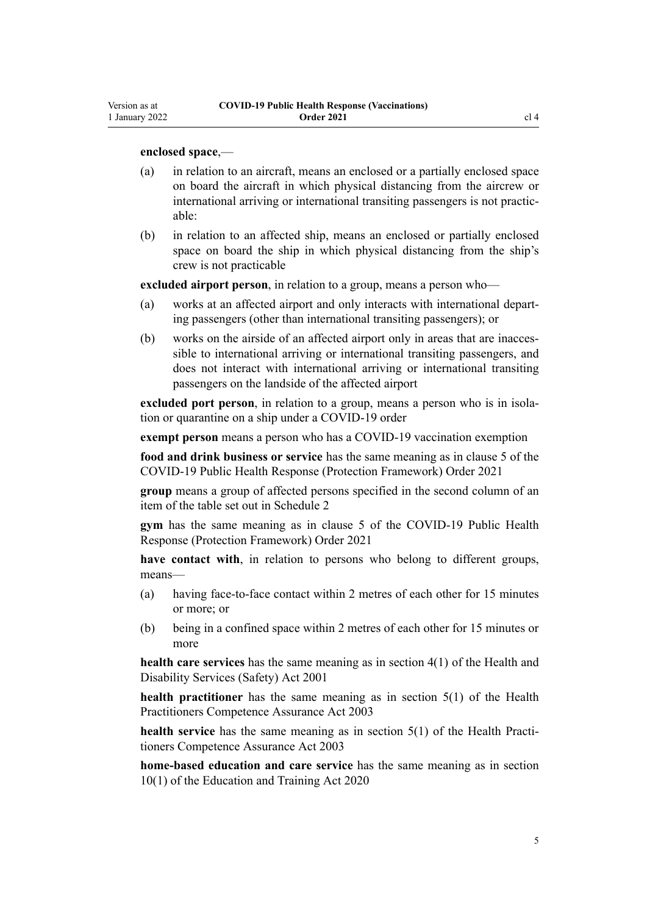**enclosed space**,—

(a) in relation to an aircraft, means an enclosed or a partially enclosed space on board the aircraft in which physical distancing from the aircrew or international arriving or international transiting passengers is not practicable:

(b) in relation to an affected ship, means an enclosed or partially enclosed space on board the ship in which physical distancing from the ship's crew is not practicable

**excluded airport person**, in relation to a group, means a person who—

(a) works at an affected airport and only interacts with international departing passengers (other than international transiting passengers); or

(b) works on the airside of an affected airport only in areas that are inaccessible to international arriving or international transiting passengers, and does not interact with international arriving or international transiting passengers on the landside of the affected airport

**excluded port person**, in relation to a group, means a person who is in isolation or quarantine on a ship under a COVID-19 order

**exempt person** means a person who has a COVID-19 vaccination exemption

**food and drink business or service** has the same meaning as in clause 5 of the COVID-19 Public Health Response (Protection Framework) Order 2021

**group** means a group of affected persons specified in the second column of an item of the table set out in Schedule 2

**gym** has the same meaning as in clause 5 of the COVID-19 Public Health Response (Protection Framework) Order 2021

**have contact with**, in relation to persons who belong to different groups, means—

(a) having face-to-face contact within 2 metres of each other for 15 minutes or more; or

(b) being in a confined space within 2 metres of each other for 15 minutes or more

**health care services** has the same meaning as in section 4(1) of the Health and Disability Services (Safety) Act 2001

**health practitioner** has the same meaning as in section 5(1) of the Health Practitioners Competence Assurance Act 2003

**health service** has the same meaning as in section 5(1) of the Health Practitioners Competence Assurance Act 2003

**home-based education and care service** has the same meaning as in section 10(1) of the Education and Training Act 2020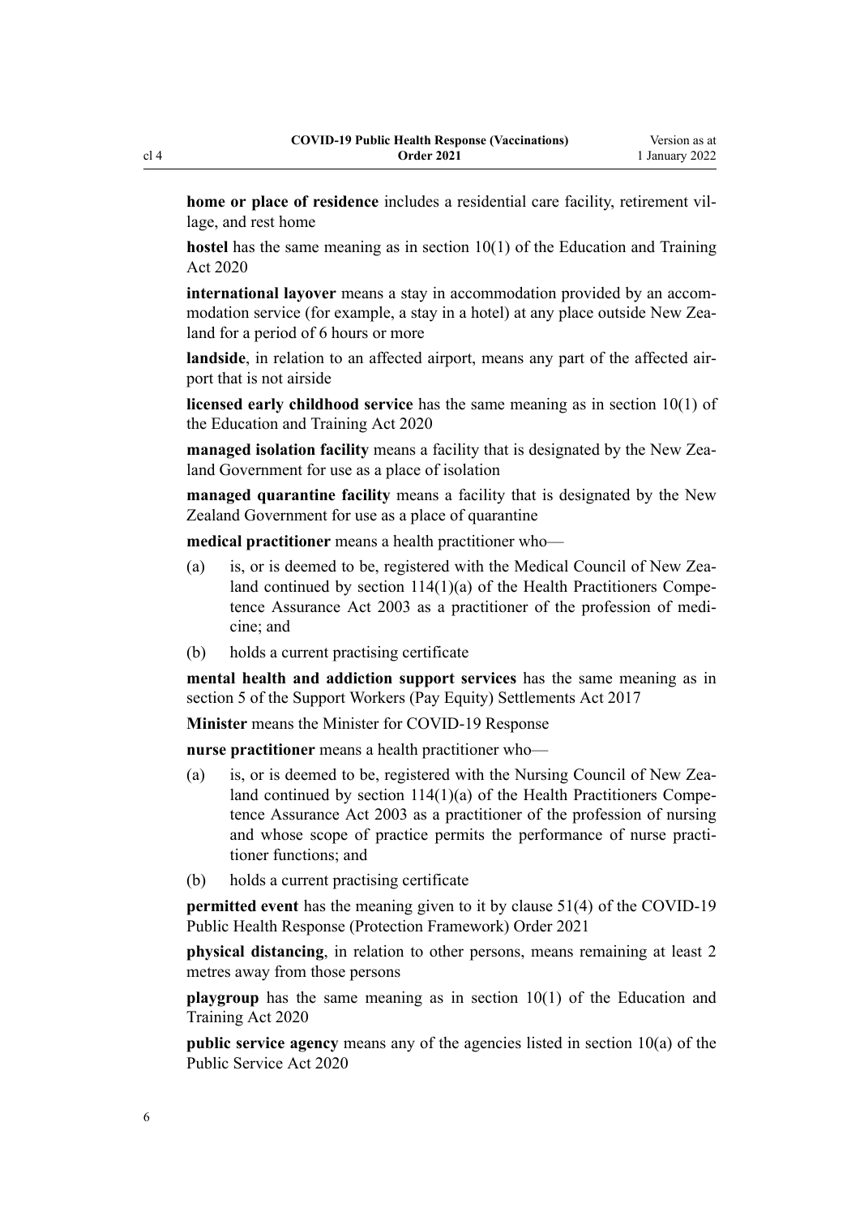**home or place of residence** includes a residential care facility, retirement village, and rest home

**hostel** has the same meaning as in section 10(1) of the Education and Training Act 2020

**international layover** means a stay in accommodation provided by an accommodation service (for example, a stay in a hotel) at any place outside New Zealand for a period of 6 hours or more

**landside**, in relation to an affected airport, means any part of the affected airport that is not airside

**licensed early childhood service** has the same meaning as in section 10(1) of the Education and Training Act 2020

**managed isolation facility** means a facility that is designated by the New Zealand Government for use as a place of isolation

**managed quarantine facility** means a facility that is designated by the New Zealand Government for use as a place of quarantine

**medical practitioner** means a health practitioner who—

(a) is, or is deemed to be, registered with the Medical Council of New Zealand continued by section 114(1)(a) of the Health Practitioners Competence Assurance Act 2003 as a practitioner of the profession of medicine; and

(b) holds a current practising certificate

**mental health and addiction support services** has the same meaning as in section 5 of the Support Workers (Pay Equity) Settlements Act 2017

**Minister** means the Minister for COVID-19 Response

**nurse practitioner** means a health practitioner who—

(a) is, or is deemed to be, registered with the Nursing Council of New Zealand continued by section 114(1)(a) of the Health Practitioners Competence Assurance Act 2003 as a practitioner of the profession of nursing and whose scope of practice permits the performance of nurse practitioner functions; and

(b) holds a current practising certificate

**permitted event** has the meaning given to it by clause 51(4) of the COVID-19 Public Health Response (Protection Framework) Order 2021

**physical distancing**, in relation to other persons, means remaining at least 2 metres away from those persons

**playgroup** has the same meaning as in section 10(1) of the Education and Training Act 2020

**public service agency** means any of the agencies listed in section 10(a) of the Public Service Act 2020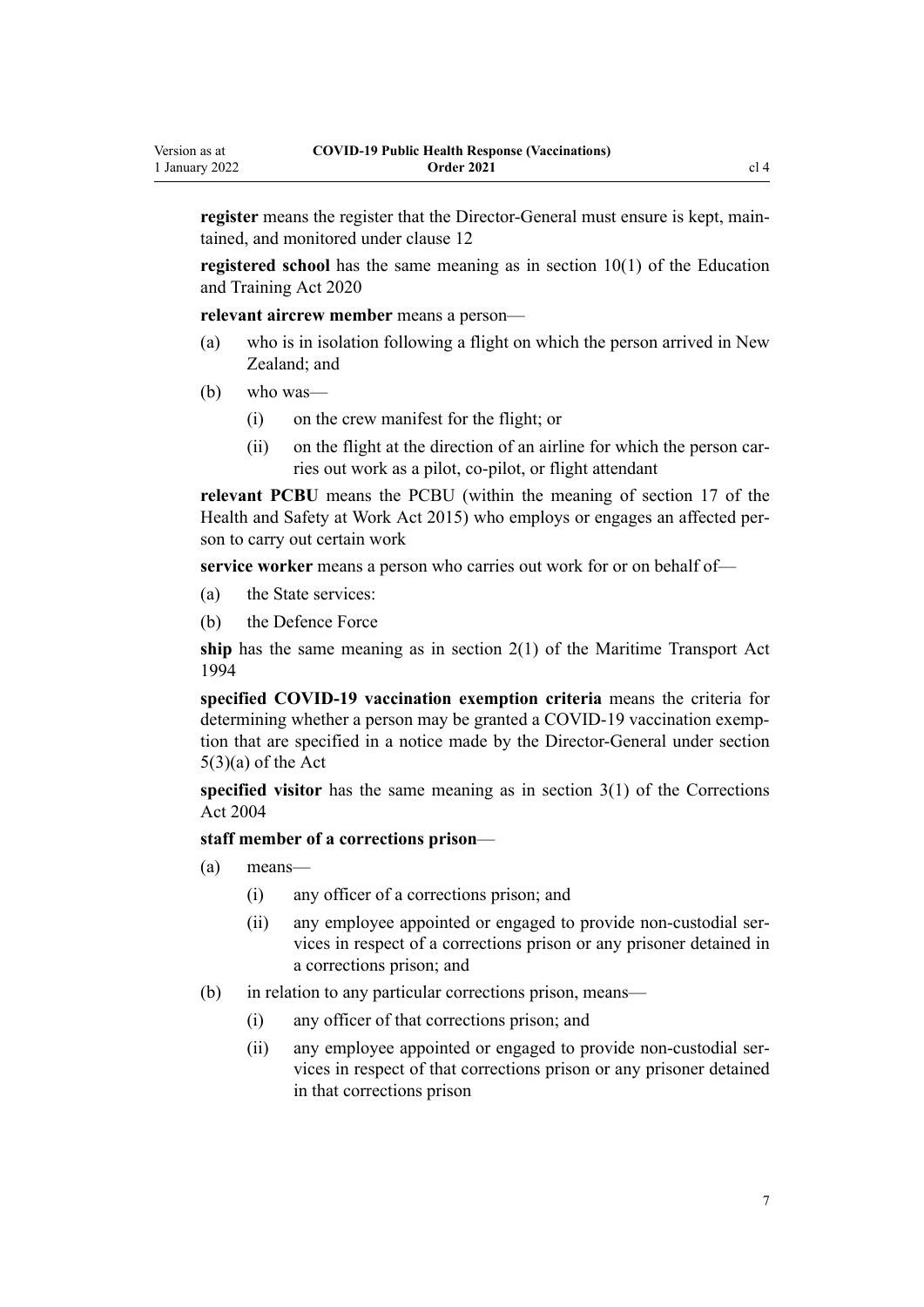**register** means the register that the Director-General must ensure is kept, maintained, and monitored under clause 12

**registered school** has the same meaning as in section 10(1) of the Education and Training Act 2020

**relevant aircrew member** means a person—

- (a) who is in isolation following a flight on which the person arrived in New Zealand; and
- (b) who was—
  - (i) on the crew manifest for the flight; or
  - (ii) on the flight at the direction of an airline for which the person carries out work as a pilot, co-pilot, or flight attendant

**relevant PCBU** means the PCBU (within the meaning of section 17 of the Health and Safety at Work Act 2015) who employs or engages an affected person to carry out certain work

**service worker** means a person who carries out work for or on behalf of—

- (a) the State services:
- (b) the Defence Force

**ship** has the same meaning as in section 2(1) of the Maritime Transport Act 1994

**specified COVID-19 vaccination exemption criteria** means the criteria for determining whether a person may be granted a COVID-19 vaccination exemption that are specified in a notice made by the Director-General under section 5(3)(a) of the Act

**specified visitor** has the same meaning as in section 3(1) of the Corrections Act 2004

**staff member of a corrections prison**—

- (a) means—
  - (i) any officer of a corrections prison; and
  - (ii) any employee appointed or engaged to provide non-custodial services in respect of a corrections prison or any prisoner detained in a corrections prison; and
- (b) in relation to any particular corrections prison, means—
  - (i) any officer of that corrections prison; and
  - (ii) any employee appointed or engaged to provide non-custodial services in respect of that corrections prison or any prisoner detained in that corrections prison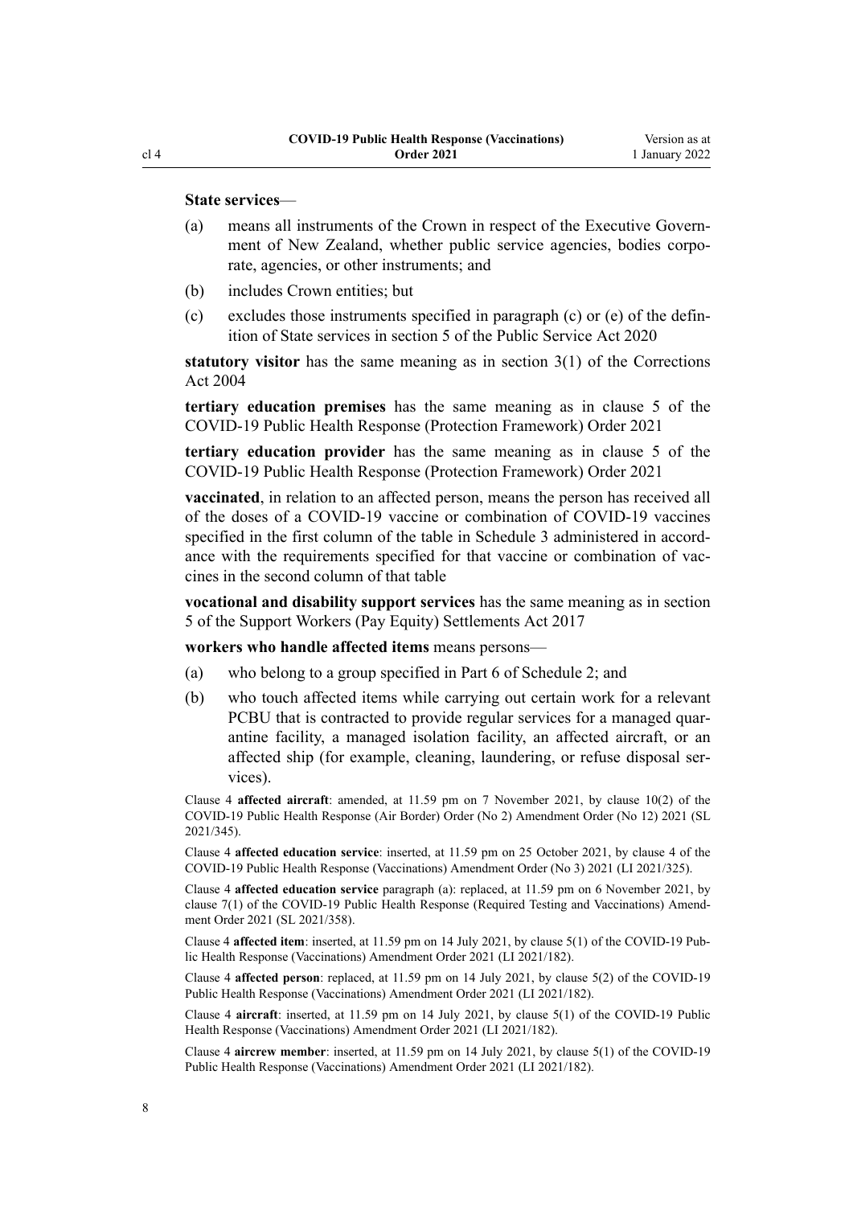**State services**—

(a) means all instruments of the Crown in respect of the Executive Government of New Zealand, whether public service agencies, bodies corporate, agencies, or other instruments; and

(b) includes Crown entities; but

(c) excludes those instruments specified in paragraph (c) or (e) of the definition of State services in section 5 of the Public Service Act 2020

**statutory visitor** has the same meaning as in section 3(1) of the Corrections Act 2004

**tertiary education premises** has the same meaning as in clause 5 of the COVID-19 Public Health Response (Protection Framework) Order 2021

**tertiary education provider** has the same meaning as in clause 5 of the COVID-19 Public Health Response (Protection Framework) Order 2021

**vaccinated**, in relation to an affected person, means the person has received all of the doses of a COVID-19 vaccine or combination of COVID-19 vaccines specified in the first column of the table in Schedule 3 administered in accordance with the requirements specified for that vaccine or combination of vaccines in the second column of that table

**vocational and disability support services** has the same meaning as in section 5 of the Support Workers (Pay Equity) Settlements Act 2017

**workers who handle affected items** means persons—

(a) who belong to a group specified in Part 6 of Schedule 2; and

(b) who touch affected items while carrying out certain work for a relevant PCBU that is contracted to provide regular services for a managed quarantine facility, a managed isolation facility, an affected aircraft, or an affected ship (for example, cleaning, laundering, or refuse disposal services).

Clause 4 **affected aircraft**: amended, at 11.59 pm on 7 November 2021, by clause 10(2) of the COVID-19 Public Health Response (Air Border) Order (No 2) Amendment Order (No 12) 2021 (SL 2021/345).

Clause 4 **affected education service**: inserted, at 11.59 pm on 25 October 2021, by clause 4 of the COVID-19 Public Health Response (Vaccinations) Amendment Order (No 3) 2021 (LI 2021/325).

Clause 4 **affected education service** paragraph (a): replaced, at 11.59 pm on 6 November 2021, by clause 7(1) of the COVID-19 Public Health Response (Required Testing and Vaccinations) Amendment Order 2021 (SL 2021/358).

Clause 4 **affected item**: inserted, at 11.59 pm on 14 July 2021, by clause 5(1) of the COVID-19 Public Health Response (Vaccinations) Amendment Order 2021 (LI 2021/182).

Clause 4 **affected person**: replaced, at 11.59 pm on 14 July 2021, by clause 5(2) of the COVID-19 Public Health Response (Vaccinations) Amendment Order 2021 (LI 2021/182).

Clause 4 **aircraft**: inserted, at 11.59 pm on 14 July 2021, by clause 5(1) of the COVID-19 Public Health Response (Vaccinations) Amendment Order 2021 (LI 2021/182).

Clause 4 **aircrew member**: inserted, at 11.59 pm on 14 July 2021, by clause 5(1) of the COVID-19 Public Health Response (Vaccinations) Amendment Order 2021 (LI 2021/182).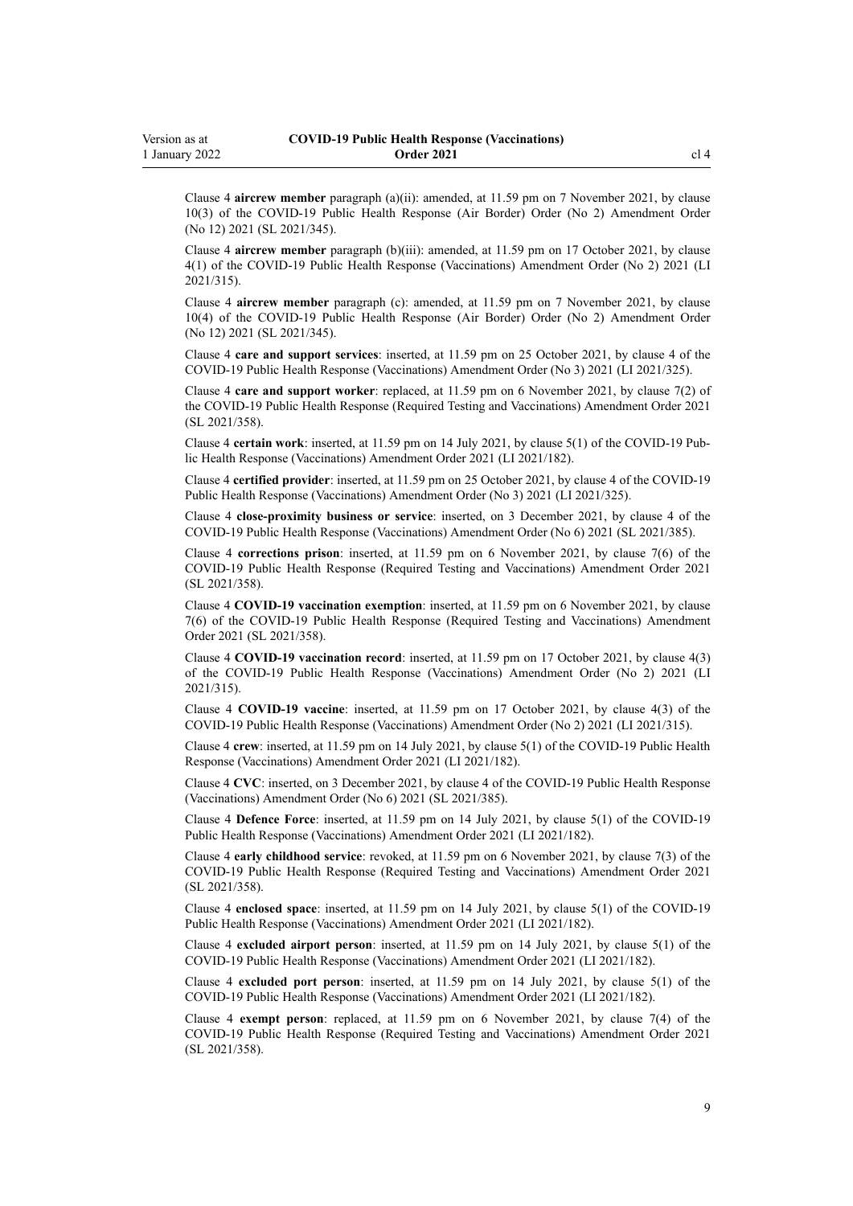Clause 4 **aircrew member** paragraph (a)(ii): amended, at 11.59 pm on 7 November 2021, by clause 10(3) of the COVID-19 Public Health Response (Air Border) Order (No 2) Amendment Order (No 12) 2021 (SL 2021/345).

Clause 4 **aircrew member** paragraph (b)(iii): amended, at 11.59 pm on 17 October 2021, by clause 4(1) of the COVID-19 Public Health Response (Vaccinations) Amendment Order (No 2) 2021 (LI 2021/315).

Clause 4 **aircrew member** paragraph (c): amended, at 11.59 pm on 7 November 2021, by clause 10(4) of the COVID-19 Public Health Response (Air Border) Order (No 2) Amendment Order (No 12) 2021 (SL 2021/345).

Clause 4 **care and support services**: inserted, at 11.59 pm on 25 October 2021, by clause 4 of the COVID-19 Public Health Response (Vaccinations) Amendment Order (No 3) 2021 (LI 2021/325).

Clause 4 **care and support worker**: replaced, at 11.59 pm on 6 November 2021, by clause 7(2) of the COVID-19 Public Health Response (Required Testing and Vaccinations) Amendment Order 2021 (SL 2021/358).

Clause 4 **certain work**: inserted, at 11.59 pm on 14 July 2021, by clause 5(1) of the COVID-19 Public Health Response (Vaccinations) Amendment Order 2021 (LI 2021/182).

Clause 4 **certified provider**: inserted, at 11.59 pm on 25 October 2021, by clause 4 of the COVID-19 Public Health Response (Vaccinations) Amendment Order (No 3) 2021 (LI 2021/325).

Clause 4 **close-proximity business or service**: inserted, on 3 December 2021, by clause 4 of the COVID-19 Public Health Response (Vaccinations) Amendment Order (No 6) 2021 (SL 2021/385).

Clause 4 **corrections prison**: inserted, at 11.59 pm on 6 November 2021, by clause 7(6) of the COVID-19 Public Health Response (Required Testing and Vaccinations) Amendment Order 2021 (SL 2021/358).

Clause 4 **COVID-19 vaccination exemption**: inserted, at 11.59 pm on 6 November 2021, by clause 7(6) of the COVID-19 Public Health Response (Required Testing and Vaccinations) Amendment Order 2021 (SL 2021/358).

Clause 4 **COVID-19 vaccination record**: inserted, at 11.59 pm on 17 October 2021, by clause 4(3) of the COVID-19 Public Health Response (Vaccinations) Amendment Order (No 2) 2021 (LI 2021/315).

Clause 4 **COVID-19 vaccine**: inserted, at 11.59 pm on 17 October 2021, by clause 4(3) of the COVID-19 Public Health Response (Vaccinations) Amendment Order (No 2) 2021 (LI 2021/315).

Clause 4 **crew**: inserted, at 11.59 pm on 14 July 2021, by clause 5(1) of the COVID-19 Public Health Response (Vaccinations) Amendment Order 2021 (LI 2021/182).

Clause 4 **CVC**: inserted, on 3 December 2021, by clause 4 of the COVID-19 Public Health Response (Vaccinations) Amendment Order (No 6) 2021 (SL 2021/385).

Clause 4 **Defence Force**: inserted, at 11.59 pm on 14 July 2021, by clause 5(1) of the COVID-19 Public Health Response (Vaccinations) Amendment Order 2021 (LI 2021/182).

Clause 4 **early childhood service**: revoked, at 11.59 pm on 6 November 2021, by clause 7(3) of the COVID-19 Public Health Response (Required Testing and Vaccinations) Amendment Order 2021 (SL 2021/358).

Clause 4 **enclosed space**: inserted, at 11.59 pm on 14 July 2021, by clause 5(1) of the COVID-19 Public Health Response (Vaccinations) Amendment Order 2021 (LI 2021/182).

Clause 4 **excluded airport person**: inserted, at 11.59 pm on 14 July 2021, by clause 5(1) of the COVID-19 Public Health Response (Vaccinations) Amendment Order 2021 (LI 2021/182).

Clause 4 **excluded port person**: inserted, at 11.59 pm on 14 July 2021, by clause 5(1) of the COVID-19 Public Health Response (Vaccinations) Amendment Order 2021 (LI 2021/182).

Clause 4 **exempt person**: replaced, at 11.59 pm on 6 November 2021, by clause 7(4) of the COVID-19 Public Health Response (Required Testing and Vaccinations) Amendment Order 2021 (SL 2021/358).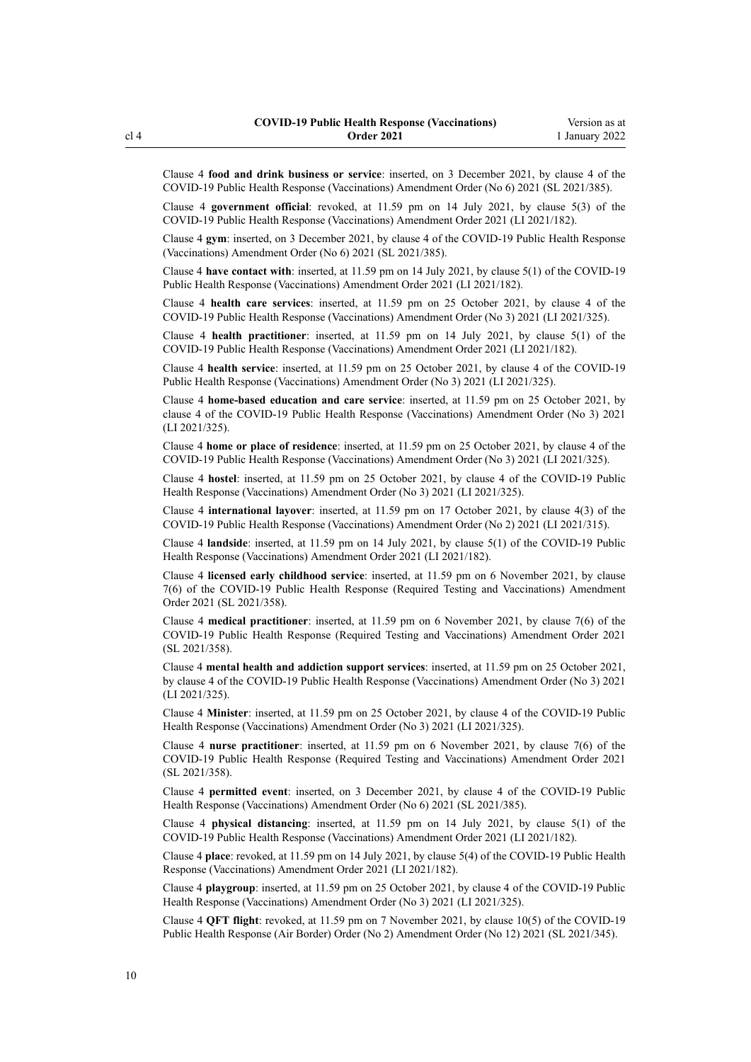Clause 4 **food and drink business or service**: inserted, on 3 December 2021, by clause 4 of the COVID-19 Public Health Response (Vaccinations) Amendment Order (No 6) 2021 (SL 2021/385).

Clause 4 **government official**: revoked, at 11.59 pm on 14 July 2021, by clause 5(3) of the COVID-19 Public Health Response (Vaccinations) Amendment Order 2021 (LI 2021/182).

Clause 4 **gym**: inserted, on 3 December 2021, by clause 4 of the COVID-19 Public Health Response (Vaccinations) Amendment Order (No 6) 2021 (SL 2021/385).

Clause 4 **have contact with**: inserted, at 11.59 pm on 14 July 2021, by clause 5(1) of the COVID-19 Public Health Response (Vaccinations) Amendment Order 2021 (LI 2021/182).

Clause 4 **health care services**: inserted, at 11.59 pm on 25 October 2021, by clause 4 of the COVID-19 Public Health Response (Vaccinations) Amendment Order (No 3) 2021 (LI 2021/325).

Clause 4 **health practitioner**: inserted, at 11.59 pm on 14 July 2021, by clause 5(1) of the COVID-19 Public Health Response (Vaccinations) Amendment Order 2021 (LI 2021/182).

Clause 4 **health service**: inserted, at 11.59 pm on 25 October 2021, by clause 4 of the COVID-19 Public Health Response (Vaccinations) Amendment Order (No 3) 2021 (LI 2021/325).

Clause 4 **home-based education and care service**: inserted, at 11.59 pm on 25 October 2021, by clause 4 of the COVID-19 Public Health Response (Vaccinations) Amendment Order (No 3) 2021 (LI 2021/325).

Clause 4 **home or place of residence**: inserted, at 11.59 pm on 25 October 2021, by clause 4 of the COVID-19 Public Health Response (Vaccinations) Amendment Order (No 3) 2021 (LI 2021/325).

Clause 4 **hostel**: inserted, at 11.59 pm on 25 October 2021, by clause 4 of the COVID-19 Public Health Response (Vaccinations) Amendment Order (No 3) 2021 (LI 2021/325).

Clause 4 **international layover**: inserted, at 11.59 pm on 17 October 2021, by clause 4(3) of the COVID-19 Public Health Response (Vaccinations) Amendment Order (No 2) 2021 (LI 2021/315).

Clause 4 **landside**: inserted, at 11.59 pm on 14 July 2021, by clause 5(1) of the COVID-19 Public Health Response (Vaccinations) Amendment Order 2021 (LI 2021/182).

Clause 4 **licensed early childhood service**: inserted, at 11.59 pm on 6 November 2021, by clause 7(6) of the COVID-19 Public Health Response (Required Testing and Vaccinations) Amendment Order 2021 (SL 2021/358).

Clause 4 **medical practitioner**: inserted, at 11.59 pm on 6 November 2021, by clause 7(6) of the COVID-19 Public Health Response (Required Testing and Vaccinations) Amendment Order 2021 (SL 2021/358).

Clause 4 **mental health and addiction support services**: inserted, at 11.59 pm on 25 October 2021, by clause 4 of the COVID-19 Public Health Response (Vaccinations) Amendment Order (No 3) 2021 (LI 2021/325).

Clause 4 **Minister**: inserted, at 11.59 pm on 25 October 2021, by clause 4 of the COVID-19 Public Health Response (Vaccinations) Amendment Order (No 3) 2021 (LI 2021/325).

Clause 4 **nurse practitioner**: inserted, at 11.59 pm on 6 November 2021, by clause 7(6) of the COVID-19 Public Health Response (Required Testing and Vaccinations) Amendment Order 2021 (SL 2021/358).

Clause 4 **permitted event**: inserted, on 3 December 2021, by clause 4 of the COVID-19 Public Health Response (Vaccinations) Amendment Order (No 6) 2021 (SL 2021/385).

Clause 4 **physical distancing**: inserted, at 11.59 pm on 14 July 2021, by clause 5(1) of the COVID-19 Public Health Response (Vaccinations) Amendment Order 2021 (LI 2021/182).

Clause 4 **place**: revoked, at 11.59 pm on 14 July 2021, by clause 5(4) of the COVID-19 Public Health Response (Vaccinations) Amendment Order 2021 (LI 2021/182).

Clause 4 **playgroup**: inserted, at 11.59 pm on 25 October 2021, by clause 4 of the COVID-19 Public Health Response (Vaccinations) Amendment Order (No 3) 2021 (LI 2021/325).

Clause 4 **QFT flight**: revoked, at 11.59 pm on 7 November 2021, by clause 10(5) of the COVID-19 Public Health Response (Air Border) Order (No 2) Amendment Order (No 12) 2021 (SL 2021/345).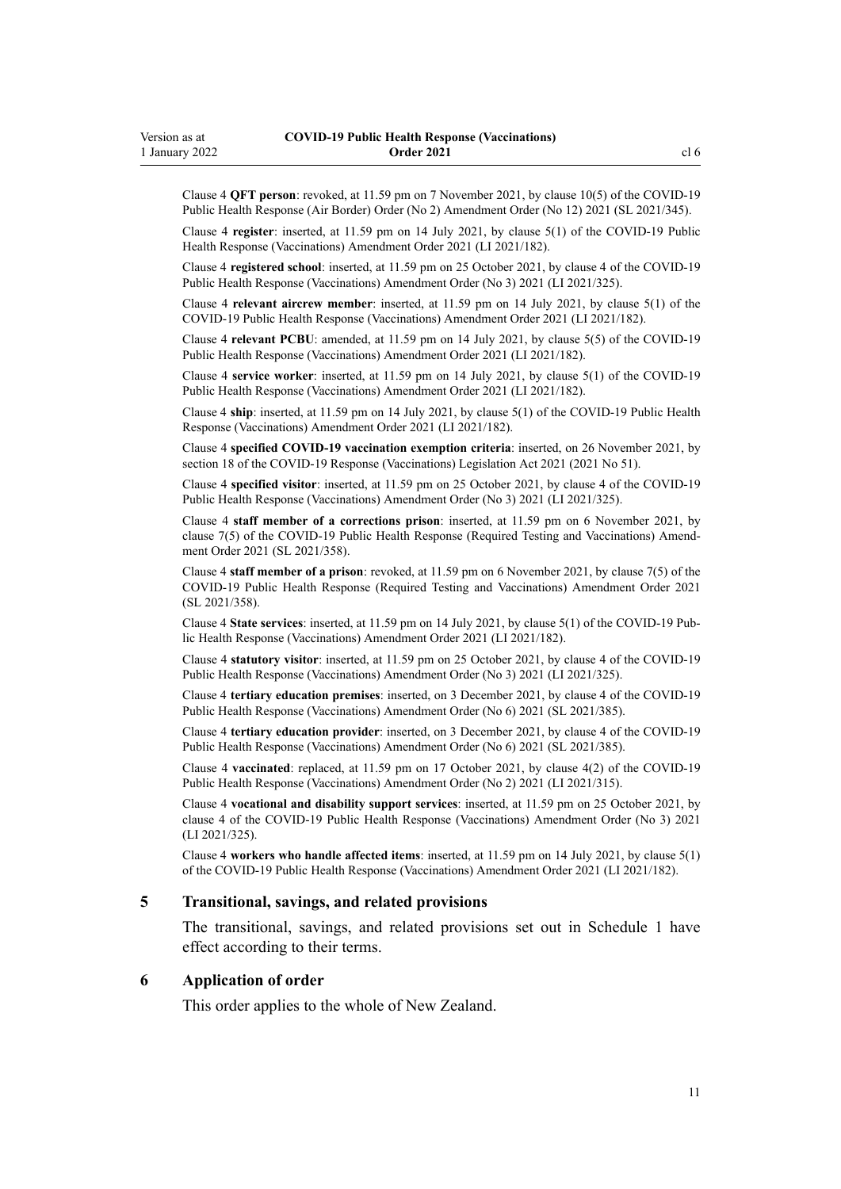Clause 4 **QFT person**: revoked, at 11.59 pm on 7 November 2021, by clause 10(5) of the COVID-19 Public Health Response (Air Border) Order (No 2) Amendment Order (No 12) 2021 (SL 2021/345).

Clause 4 **register**: inserted, at 11.59 pm on 14 July 2021, by clause 5(1) of the COVID-19 Public Health Response (Vaccinations) Amendment Order 2021 (LI 2021/182).

Clause 4 **registered school**: inserted, at 11.59 pm on 25 October 2021, by clause 4 of the COVID-19 Public Health Response (Vaccinations) Amendment Order (No 3) 2021 (LI 2021/325).

Clause 4 **relevant aircrew member**: inserted, at 11.59 pm on 14 July 2021, by clause 5(1) of the COVID-19 Public Health Response (Vaccinations) Amendment Order 2021 (LI 2021/182).

Clause 4 **relevant PCBU**: amended, at 11.59 pm on 14 July 2021, by clause 5(5) of the COVID-19 Public Health Response (Vaccinations) Amendment Order 2021 (LI 2021/182).

Clause 4 **service worker**: inserted, at 11.59 pm on 14 July 2021, by clause 5(1) of the COVID-19 Public Health Response (Vaccinations) Amendment Order 2021 (LI 2021/182).

Clause 4 **ship**: inserted, at 11.59 pm on 14 July 2021, by clause 5(1) of the COVID-19 Public Health Response (Vaccinations) Amendment Order 2021 (LI 2021/182).

Clause 4 **specified COVID-19 vaccination exemption criteria**: inserted, on 26 November 2021, by section 18 of the COVID-19 Response (Vaccinations) Legislation Act 2021 (2021 No 51).

Clause 4 **specified visitor**: inserted, at 11.59 pm on 25 October 2021, by clause 4 of the COVID-19 Public Health Response (Vaccinations) Amendment Order (No 3) 2021 (LI 2021/325).

Clause 4 **staff member of a corrections prison**: inserted, at 11.59 pm on 6 November 2021, by clause 7(5) of the COVID-19 Public Health Response (Required Testing and Vaccinations) Amendment Order 2021 (SL 2021/358).

Clause 4 **staff member of a prison**: revoked, at 11.59 pm on 6 November 2021, by clause 7(5) of the COVID-19 Public Health Response (Required Testing and Vaccinations) Amendment Order 2021 (SL 2021/358).

Clause 4 **State services**: inserted, at 11.59 pm on 14 July 2021, by clause 5(1) of the COVID-19 Public Health Response (Vaccinations) Amendment Order 2021 (LI 2021/182).

Clause 4 **statutory visitor**: inserted, at 11.59 pm on 25 October 2021, by clause 4 of the COVID-19 Public Health Response (Vaccinations) Amendment Order (No 3) 2021 (LI 2021/325).

Clause 4 **tertiary education premises**: inserted, on 3 December 2021, by clause 4 of the COVID-19 Public Health Response (Vaccinations) Amendment Order (No 6) 2021 (SL 2021/385).

Clause 4 **tertiary education provider**: inserted, on 3 December 2021, by clause 4 of the COVID-19 Public Health Response (Vaccinations) Amendment Order (No 6) 2021 (SL 2021/385).

Clause 4 **vaccinated**: replaced, at 11.59 pm on 17 October 2021, by clause 4(2) of the COVID-19 Public Health Response (Vaccinations) Amendment Order (No 2) 2021 (LI 2021/315).

Clause 4 **vocational and disability support services**: inserted, at 11.59 pm on 25 October 2021, by clause 4 of the COVID-19 Public Health Response (Vaccinations) Amendment Order (No 3) 2021 (LI 2021/325).

Clause 4 **workers who handle affected items**: inserted, at 11.59 pm on 14 July 2021, by clause 5(1) of the COVID-19 Public Health Response (Vaccinations) Amendment Order 2021 (LI 2021/182).

### 5 Transitional, savings, and related provisions

The transitional, savings, and related provisions set out in Schedule 1 have effect according to their terms.

### 6 Application of order

This order applies to the whole of New Zealand.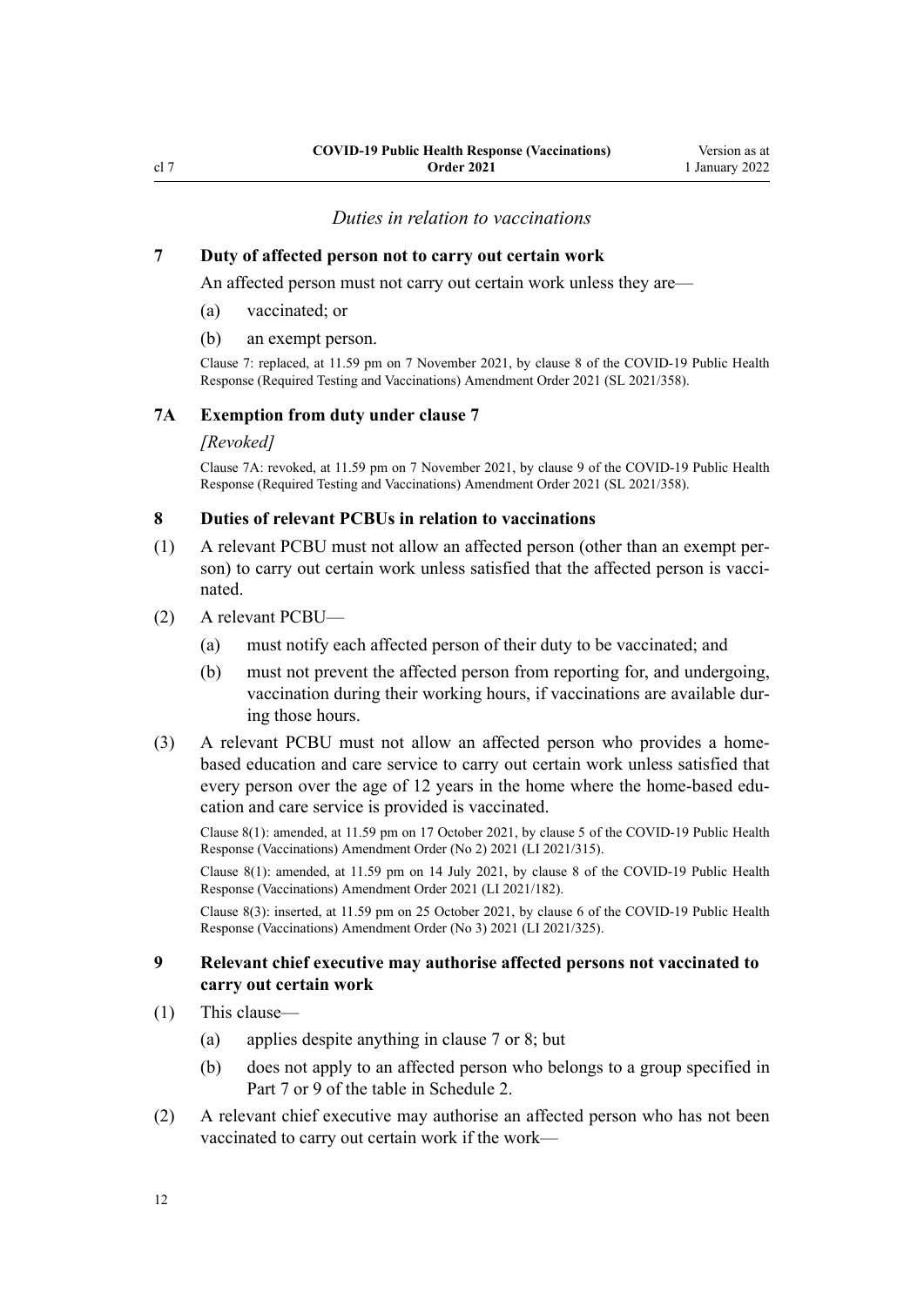*Duties in relation to vaccinations*

### 7 Duty of affected person not to carry out certain work

An affected person must not carry out certain work unless they are—

(a) vaccinated; or

(b) an exempt person.

Clause 7: replaced, at 11.59 pm on 7 November 2021, by clause 8 of the COVID-19 Public Health Response (Required Testing and Vaccinations) Amendment Order 2021 (SL 2021/358).

### 7A Exemption from duty under clause 7

*[Revoked]*

Clause 7A: revoked, at 11.59 pm on 7 November 2021, by clause 9 of the COVID-19 Public Health Response (Required Testing and Vaccinations) Amendment Order 2021 (SL 2021/358).

### 8 Duties of relevant PCBUs in relation to vaccinations

(1) A relevant PCBU must not allow an affected person (other than an exempt person) to carry out certain work unless satisfied that the affected person is vaccinated.

(2) A relevant PCBU—

(a) must notify each affected person of their duty to be vaccinated; and

(b) must not prevent the affected person from reporting for, and undergoing, vaccination during their working hours, if vaccinations are available during those hours.

(3) A relevant PCBU must not allow an affected person who provides a home-based education and care service to carry out certain work unless satisfied that every person over the age of 12 years in the home where the home-based education and care service is provided is vaccinated.

Clause 8(1): amended, at 11.59 pm on 17 October 2021, by clause 5 of the COVID-19 Public Health Response (Vaccinations) Amendment Order (No 2) 2021 (LI 2021/315).

Clause 8(1): amended, at 11.59 pm on 14 July 2021, by clause 8 of the COVID-19 Public Health Response (Vaccinations) Amendment Order 2021 (LI 2021/182).

Clause 8(3): inserted, at 11.59 pm on 25 October 2021, by clause 6 of the COVID-19 Public Health Response (Vaccinations) Amendment Order (No 3) 2021 (LI 2021/325).

### 9 Relevant chief executive may authorise affected persons not vaccinated to carry out certain work

(1) This clause—

(a) applies despite anything in clause 7 or 8; but

(b) does not apply to an affected person who belongs to a group specified in Part 7 or 9 of the table in Schedule 2.

(2) A relevant chief executive may authorise an affected person who has not been vaccinated to carry out certain work if the work—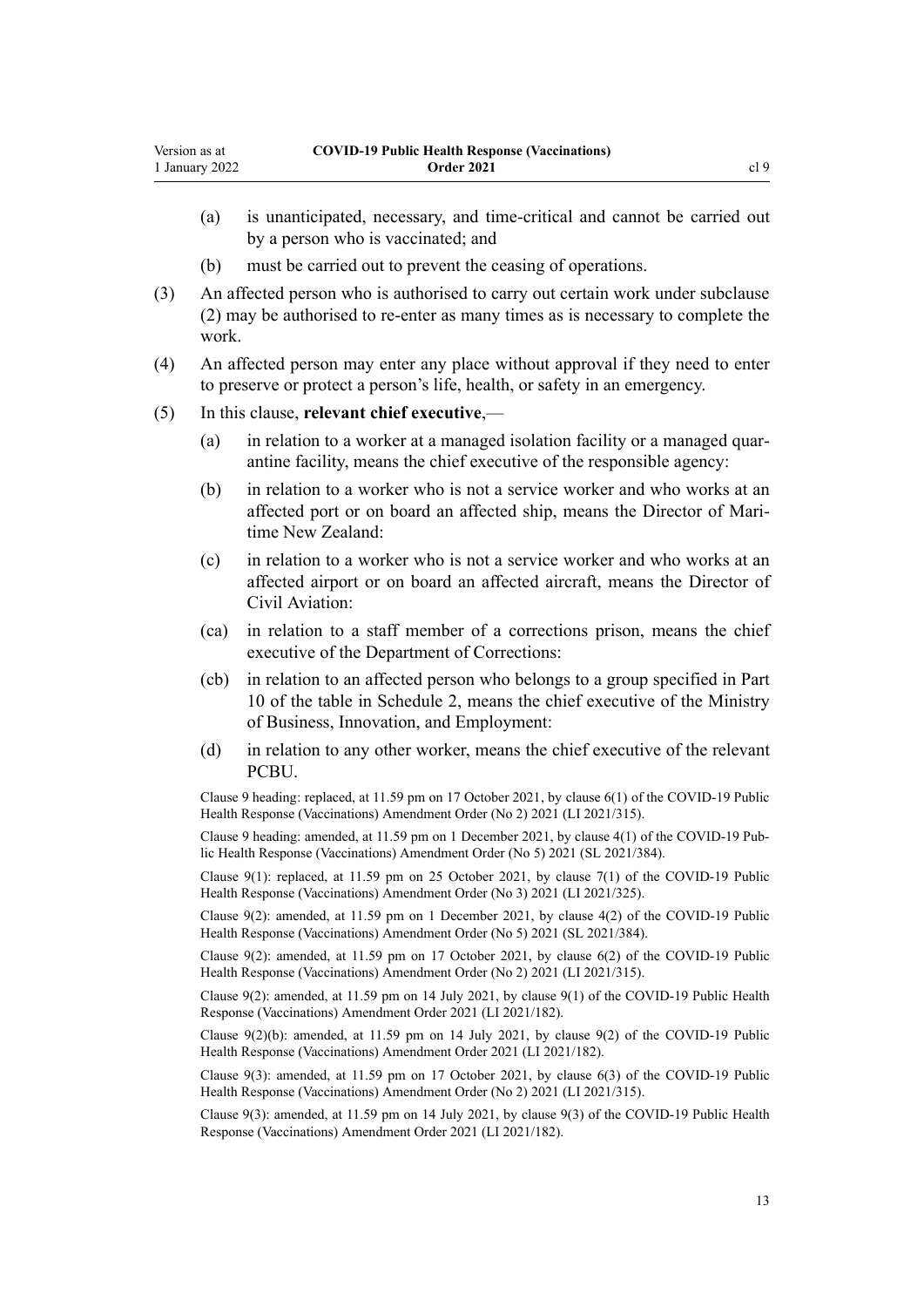(a) is unanticipated, necessary, and time-critical and cannot be carried out by a person who is vaccinated; and

(b) must be carried out to prevent the ceasing of operations.

(3) An affected person who is authorised to carry out certain work under subclause (2) may be authorised to re-enter as many times as is necessary to complete the work.

(4) An affected person may enter any place without approval if they need to enter to preserve or protect a person's life, health, or safety in an emergency.

(5) In this clause, **relevant chief executive**,—

(a) in relation to a worker at a managed isolation facility or a managed quarantine facility, means the chief executive of the responsible agency:

(b) in relation to a worker who is not a service worker and who works at an affected port or on board an affected ship, means the Director of Maritime New Zealand:

(c) in relation to a worker who is not a service worker and who works at an affected airport or on board an affected aircraft, means the Director of Civil Aviation:

(ca) in relation to a staff member of a corrections prison, means the chief executive of the Department of Corrections:

(cb) in relation to an affected person who belongs to a group specified in Part 10 of the table in Schedule 2, means the chief executive of the Ministry of Business, Innovation, and Employment:

(d) in relation to any other worker, means the chief executive of the relevant PCBU.

Clause 9 heading: replaced, at 11.59 pm on 17 October 2021, by clause 6(1) of the COVID-19 Public Health Response (Vaccinations) Amendment Order (No 2) 2021 (LI 2021/315).

Clause 9 heading: amended, at 11.59 pm on 1 December 2021, by clause 4(1) of the COVID-19 Public Health Response (Vaccinations) Amendment Order (No 5) 2021 (SL 2021/384).

Clause 9(1): replaced, at 11.59 pm on 25 October 2021, by clause 7(1) of the COVID-19 Public Health Response (Vaccinations) Amendment Order (No 3) 2021 (LI 2021/325).

Clause 9(2): amended, at 11.59 pm on 1 December 2021, by clause 4(2) of the COVID-19 Public Health Response (Vaccinations) Amendment Order (No 5) 2021 (SL 2021/384).

Clause 9(2): amended, at 11.59 pm on 17 October 2021, by clause 6(2) of the COVID-19 Public Health Response (Vaccinations) Amendment Order (No 2) 2021 (LI 2021/315).

Clause 9(2): amended, at 11.59 pm on 14 July 2021, by clause 9(1) of the COVID-19 Public Health Response (Vaccinations) Amendment Order 2021 (LI 2021/182).

Clause 9(2)(b): amended, at 11.59 pm on 14 July 2021, by clause 9(2) of the COVID-19 Public Health Response (Vaccinations) Amendment Order 2021 (LI 2021/182).

Clause 9(3): amended, at 11.59 pm on 17 October 2021, by clause 6(3) of the COVID-19 Public Health Response (Vaccinations) Amendment Order (No 2) 2021 (LI 2021/315).

Clause 9(3): amended, at 11.59 pm on 14 July 2021, by clause 9(3) of the COVID-19 Public Health Response (Vaccinations) Amendment Order 2021 (LI 2021/182).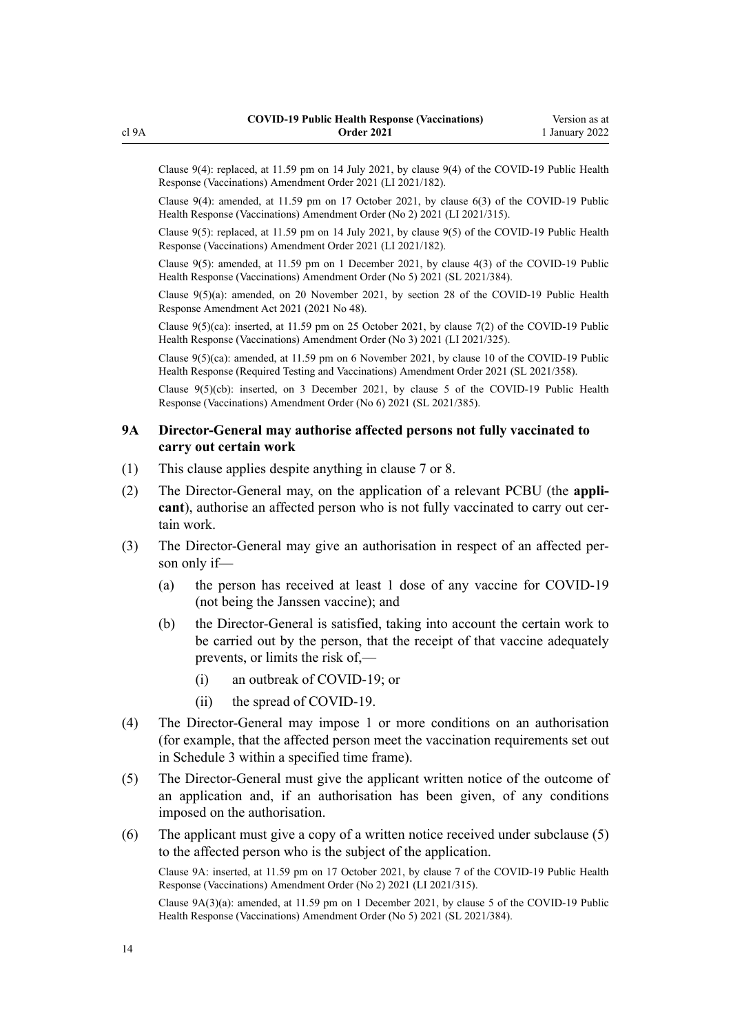Clause 9(4): replaced, at 11.59 pm on 14 July 2021, by clause 9(4) of the COVID-19 Public Health Response (Vaccinations) Amendment Order 2021 (LI 2021/182).

Clause 9(4): amended, at 11.59 pm on 17 October 2021, by clause 6(3) of the COVID-19 Public Health Response (Vaccinations) Amendment Order (No 2) 2021 (LI 2021/315).

Clause 9(5): replaced, at 11.59 pm on 14 July 2021, by clause 9(5) of the COVID-19 Public Health Response (Vaccinations) Amendment Order 2021 (LI 2021/182).

Clause 9(5): amended, at 11.59 pm on 1 December 2021, by clause 4(3) of the COVID-19 Public Health Response (Vaccinations) Amendment Order (No 5) 2021 (SL 2021/384).

Clause 9(5)(a): amended, on 20 November 2021, by section 28 of the COVID-19 Public Health Response Amendment Act 2021 (2021 No 48).

Clause 9(5)(ca): inserted, at 11.59 pm on 25 October 2021, by clause 7(2) of the COVID-19 Public Health Response (Vaccinations) Amendment Order (No 3) 2021 (LI 2021/325).

Clause 9(5)(ca): amended, at 11.59 pm on 6 November 2021, by clause 10 of the COVID-19 Public Health Response (Required Testing and Vaccinations) Amendment Order 2021 (SL 2021/358).

Clause 9(5)(cb): inserted, on 3 December 2021, by clause 5 of the COVID-19 Public Health Response (Vaccinations) Amendment Order (No 6) 2021 (SL 2021/385).

### 9A Director-General may authorise affected persons not fully vaccinated to carry out certain work

(1) This clause applies despite anything in clause 7 or 8.

(2) The Director-General may, on the application of a relevant PCBU (the **applicant**), authorise an affected person who is not fully vaccinated to carry out certain work.

(3) The Director-General may give an authorisation in respect of an affected person only if—

- (a) the person has received at least 1 dose of any vaccine for COVID-19 (not being the Janssen vaccine); and
- (b) the Director-General is satisfied, taking into account the certain work to be carried out by the person, that the receipt of that vaccine adequately prevents, or limits the risk of,—
  - (i) an outbreak of COVID-19; or
  - (ii) the spread of COVID-19.

(4) The Director-General may impose 1 or more conditions on an authorisation (for example, that the affected person meet the vaccination requirements set out in Schedule 3 within a specified time frame).

(5) The Director-General must give the applicant written notice of the outcome of an application and, if an authorisation has been given, of any conditions imposed on the authorisation.

(6) The applicant must give a copy of a written notice received under subclause (5) to the affected person who is the subject of the application.

Clause 9A: inserted, at 11.59 pm on 17 October 2021, by clause 7 of the COVID-19 Public Health Response (Vaccinations) Amendment Order (No 2) 2021 (LI 2021/315).

Clause 9A(3)(a): amended, at 11.59 pm on 1 December 2021, by clause 5 of the COVID-19 Public Health Response (Vaccinations) Amendment Order (No 5) 2021 (SL 2021/384).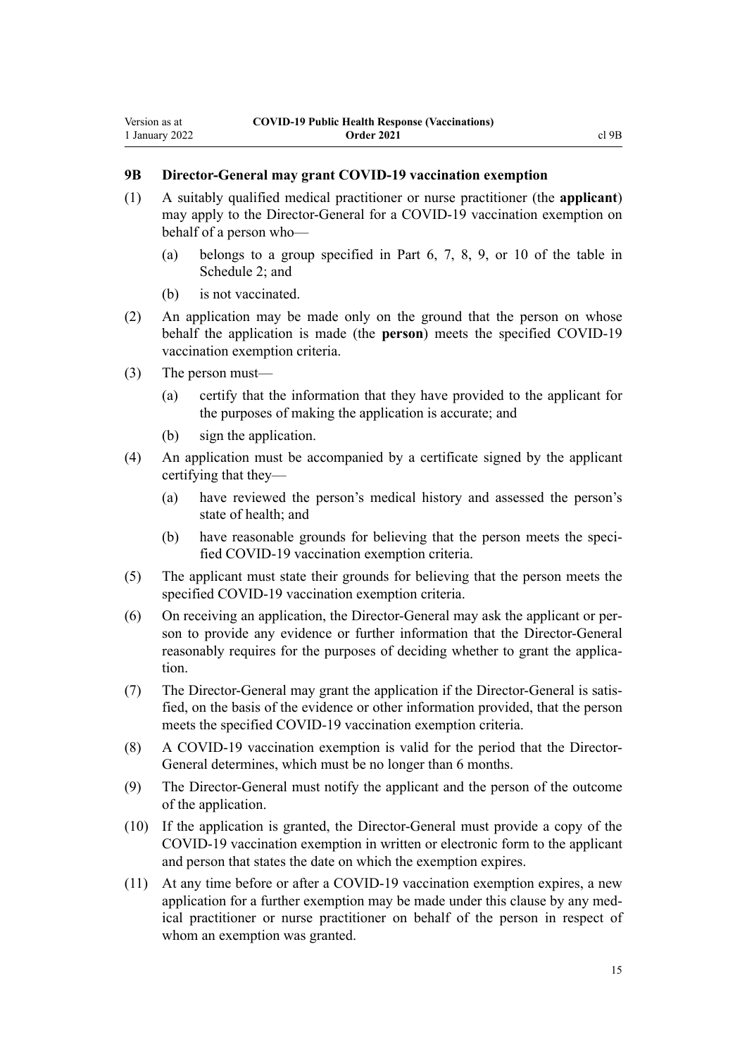### 9B Director-General may grant COVID-19 vaccination exemption

(1) A suitably qualified medical practitioner or nurse practitioner (the **applicant**) may apply to the Director-General for a COVID-19 vaccination exemption on behalf of a person who—

(a) belongs to a group specified in Part 6, 7, 8, 9, or 10 of the table in Schedule 2; and

(b) is not vaccinated.

(2) An application may be made only on the ground that the person on whose behalf the application is made (the **person**) meets the specified COVID-19 vaccination exemption criteria.

(3) The person must—

(a) certify that the information that they have provided to the applicant for the purposes of making the application is accurate; and

(b) sign the application.

(4) An application must be accompanied by a certificate signed by the applicant certifying that they—

(a) have reviewed the person's medical history and assessed the person's state of health; and

(b) have reasonable grounds for believing that the person meets the specified COVID-19 vaccination exemption criteria.

(5) The applicant must state their grounds for believing that the person meets the specified COVID-19 vaccination exemption criteria.

(6) On receiving an application, the Director-General may ask the applicant or person to provide any evidence or further information that the Director-General reasonably requires for the purposes of deciding whether to grant the application.

(7) The Director-General may grant the application if the Director-General is satisfied, on the basis of the evidence or other information provided, that the person meets the specified COVID-19 vaccination exemption criteria.

(8) A COVID-19 vaccination exemption is valid for the period that the Director-General determines, which must be no longer than 6 months.

(9) The Director-General must notify the applicant and the person of the outcome of the application.

(10) If the application is granted, the Director-General must provide a copy of the COVID-19 vaccination exemption in written or electronic form to the applicant and person that states the date on which the exemption expires.

(11) At any time before or after a COVID-19 vaccination exemption expires, a new application for a further exemption may be made under this clause by any medical practitioner or nurse practitioner on behalf of the person in respect of whom an exemption was granted.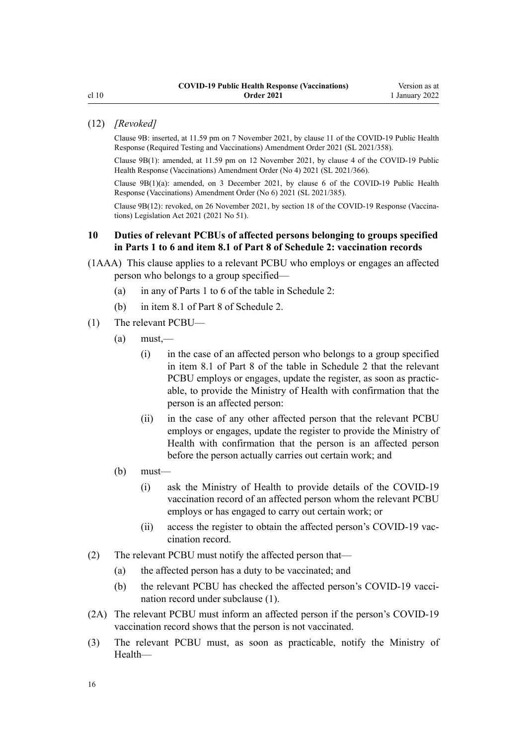(12) *[Revoked]*

Clause 9B: inserted, at 11.59 pm on 7 November 2021, by clause 11 of the COVID-19 Public Health Response (Required Testing and Vaccinations) Amendment Order 2021 (SL 2021/358).

Clause 9B(1): amended, at 11.59 pm on 12 November 2021, by clause 4 of the COVID-19 Public Health Response (Vaccinations) Amendment Order (No 4) 2021 (SL 2021/366).

Clause 9B(1)(a): amended, on 3 December 2021, by clause 6 of the COVID-19 Public Health Response (Vaccinations) Amendment Order (No 6) 2021 (SL 2021/385).

Clause 9B(12): revoked, on 26 November 2021, by section 18 of the COVID-19 Response (Vaccinations) Legislation Act 2021 (2021 No 51).

### 10 Duties of relevant PCBUs of affected persons belonging to groups specified in Parts 1 to 6 and item 8.1 of Part 8 of Schedule 2: vaccination records

(1AAA) This clause applies to a relevant PCBU who employs or engages an affected person who belongs to a group specified—

- (a) in any of Parts 1 to 6 of the table in Schedule 2:
- (b) in item 8.1 of Part 8 of Schedule 2.

(1) The relevant PCBU—

- (a) must,—
  - (i) in the case of an affected person who belongs to a group specified in item 8.1 of Part 8 of the table in Schedule 2 that the relevant PCBU employs or engages, update the register, as soon as practicable, to provide the Ministry of Health with confirmation that the person is an affected person:
  - (ii) in the case of any other affected person that the relevant PCBU employs or engages, update the register to provide the Ministry of Health with confirmation that the person is an affected person before the person actually carries out certain work; and
- (b) must—
  - (i) ask the Ministry of Health to provide details of the COVID-19 vaccination record of an affected person whom the relevant PCBU employs or has engaged to carry out certain work; or
  - (ii) access the register to obtain the affected person's COVID-19 vaccination record.

(2) The relevant PCBU must notify the affected person that—

- (a) the affected person has a duty to be vaccinated; and
- (b) the relevant PCBU has checked the affected person's COVID-19 vaccination record under subclause (1).

(2A) The relevant PCBU must inform an affected person if the person's COVID-19 vaccination record shows that the person is not vaccinated.

(3) The relevant PCBU must, as soon as practicable, notify the Ministry of Health—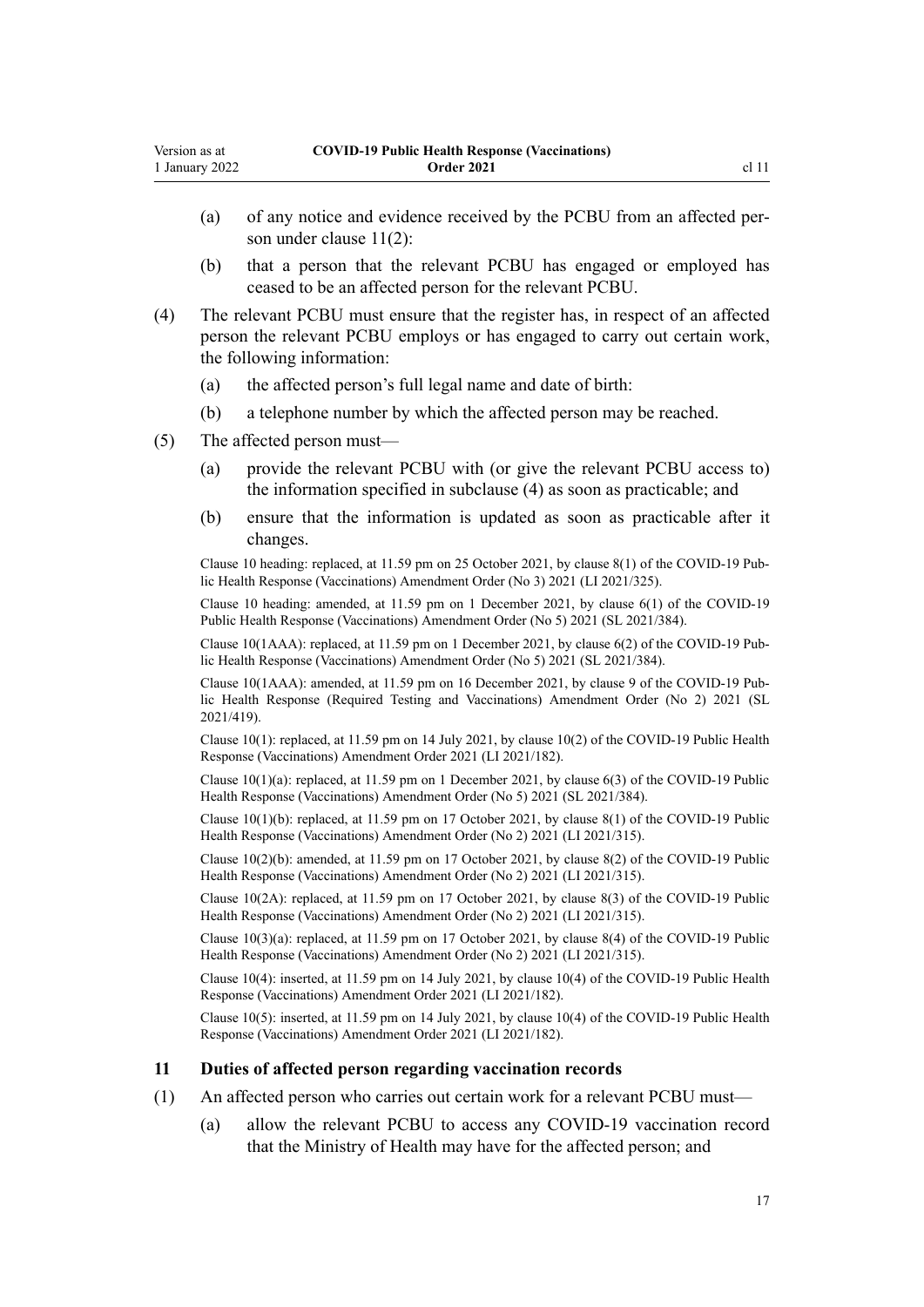(a) of any notice and evidence received by the PCBU from an affected person under clause 11(2):

(b) that a person that the relevant PCBU has engaged or employed has ceased to be an affected person for the relevant PCBU.

(4) The relevant PCBU must ensure that the register has, in respect of an affected person the relevant PCBU employs or has engaged to carry out certain work, the following information:

(a) the affected person's full legal name and date of birth:

(b) a telephone number by which the affected person may be reached.

(5) The affected person must—

(a) provide the relevant PCBU with (or give the relevant PCBU access to) the information specified in subclause (4) as soon as practicable; and

(b) ensure that the information is updated as soon as practicable after it changes.

Clause 10 heading: replaced, at 11.59 pm on 25 October 2021, by clause 8(1) of the COVID-19 Public Health Response (Vaccinations) Amendment Order (No 3) 2021 (LI 2021/325).

Clause 10 heading: amended, at 11.59 pm on 1 December 2021, by clause 6(1) of the COVID-19 Public Health Response (Vaccinations) Amendment Order (No 5) 2021 (SL 2021/384).

Clause 10(1AAA): replaced, at 11.59 pm on 1 December 2021, by clause 6(2) of the COVID-19 Public Health Response (Vaccinations) Amendment Order (No 5) 2021 (SL 2021/384).

Clause 10(1AAA): amended, at 11.59 pm on 16 December 2021, by clause 9 of the COVID-19 Public Health Response (Required Testing and Vaccinations) Amendment Order (No 2) 2021 (SL 2021/419).

Clause 10(1): replaced, at 11.59 pm on 14 July 2021, by clause 10(2) of the COVID-19 Public Health Response (Vaccinations) Amendment Order 2021 (LI 2021/182).

Clause 10(1)(a): replaced, at 11.59 pm on 1 December 2021, by clause 6(3) of the COVID-19 Public Health Response (Vaccinations) Amendment Order (No 5) 2021 (SL 2021/384).

Clause 10(1)(b): replaced, at 11.59 pm on 17 October 2021, by clause 8(1) of the COVID-19 Public Health Response (Vaccinations) Amendment Order (No 2) 2021 (LI 2021/315).

Clause 10(2)(b): amended, at 11.59 pm on 17 October 2021, by clause 8(2) of the COVID-19 Public Health Response (Vaccinations) Amendment Order (No 2) 2021 (LI 2021/315).

Clause 10(2A): replaced, at 11.59 pm on 17 October 2021, by clause 8(3) of the COVID-19 Public Health Response (Vaccinations) Amendment Order (No 2) 2021 (LI 2021/315).

Clause 10(3)(a): replaced, at 11.59 pm on 17 October 2021, by clause 8(4) of the COVID-19 Public Health Response (Vaccinations) Amendment Order (No 2) 2021 (LI 2021/315).

Clause 10(4): inserted, at 11.59 pm on 14 July 2021, by clause 10(4) of the COVID-19 Public Health Response (Vaccinations) Amendment Order 2021 (LI 2021/182).

Clause 10(5): inserted, at 11.59 pm on 14 July 2021, by clause 10(4) of the COVID-19 Public Health Response (Vaccinations) Amendment Order 2021 (LI 2021/182).

### 11 Duties of affected person regarding vaccination records

(1) An affected person who carries out certain work for a relevant PCBU must—

(a) allow the relevant PCBU to access any COVID-19 vaccination record that the Ministry of Health may have for the affected person; and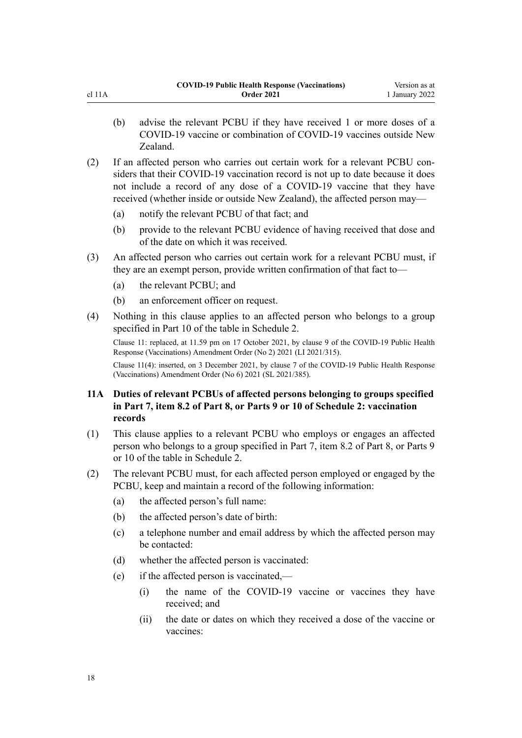(b) advise the relevant PCBU if they have received 1 or more doses of a COVID-19 vaccine or combination of COVID-19 vaccines outside New Zealand.

(2) If an affected person who carries out certain work for a relevant PCBU considers that their COVID-19 vaccination record is not up to date because it does not include a record of any dose of a COVID-19 vaccine that they have received (whether inside or outside New Zealand), the affected person may—

(a) notify the relevant PCBU of that fact; and

(b) provide to the relevant PCBU evidence of having received that dose and of the date on which it was received.

(3) An affected person who carries out certain work for a relevant PCBU must, if they are an exempt person, provide written confirmation of that fact to—

(a) the relevant PCBU; and

(b) an enforcement officer on request.

(4) Nothing in this clause applies to an affected person who belongs to a group specified in Part 10 of the table in Schedule 2.

Clause 11: replaced, at 11.59 pm on 17 October 2021, by clause 9 of the COVID-19 Public Health Response (Vaccinations) Amendment Order (No 2) 2021 (LI 2021/315).

Clause 11(4): inserted, on 3 December 2021, by clause 7 of the COVID-19 Public Health Response (Vaccinations) Amendment Order (No 6) 2021 (SL 2021/385).

### 11A Duties of relevant PCBUs of affected persons belonging to groups specified in Part 7, item 8.2 of Part 8, or Parts 9 or 10 of Schedule 2: vaccination records

(1) This clause applies to a relevant PCBU who employs or engages an affected person who belongs to a group specified in Part 7, item 8.2 of Part 8, or Parts 9 or 10 of the table in Schedule 2.

(2) The relevant PCBU must, for each affected person employed or engaged by the PCBU, keep and maintain a record of the following information:

(a) the affected person's full name:

(b) the affected person's date of birth:

(c) a telephone number and email address by which the affected person may be contacted:

(d) whether the affected person is vaccinated:

(e) if the affected person is vaccinated,—

(i) the name of the COVID-19 vaccine or vaccines they have received; and

(ii) the date or dates on which they received a dose of the vaccine or vaccines: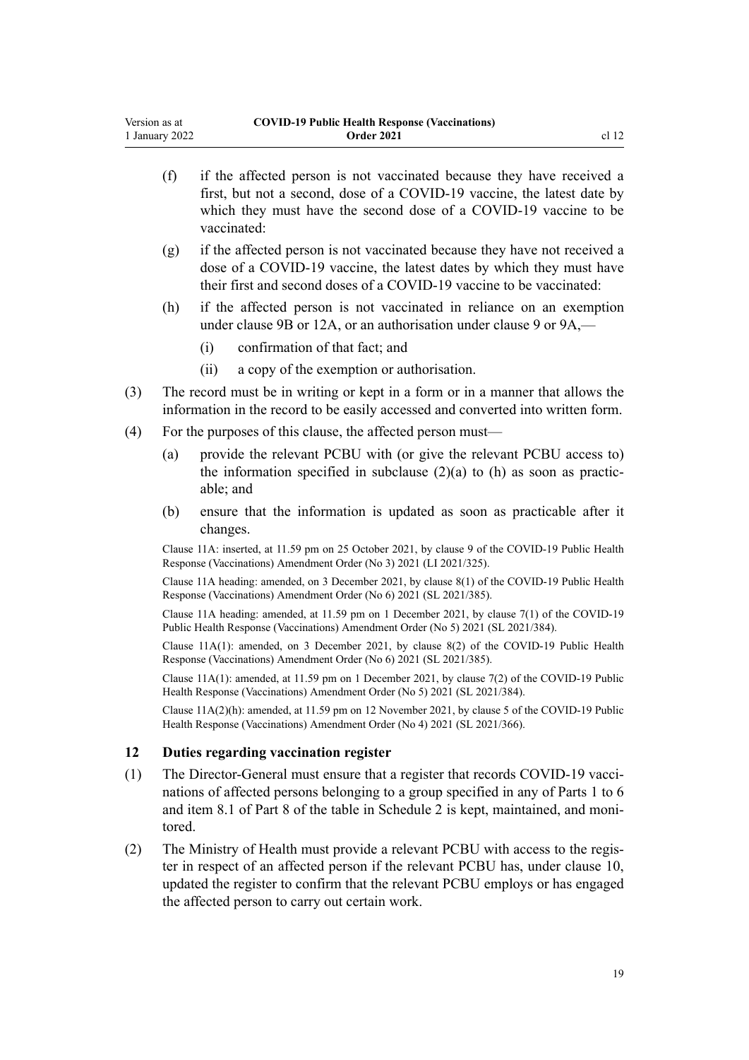(f) if the affected person is not vaccinated because they have received a first, but not a second, dose of a COVID-19 vaccine, the latest date by which they must have the second dose of a COVID-19 vaccine to be vaccinated:

(g) if the affected person is not vaccinated because they have not received a dose of a COVID-19 vaccine, the latest dates by which they must have their first and second doses of a COVID-19 vaccine to be vaccinated:

(h) if the affected person is not vaccinated in reliance on an exemption under clause 9B or 12A, or an authorisation under clause 9 or 9A,—

  (i) confirmation of that fact; and

  (ii) a copy of the exemption or authorisation.

(3) The record must be in writing or kept in a form or in a manner that allows the information in the record to be easily accessed and converted into written form.

(4) For the purposes of this clause, the affected person must—

  (a) provide the relevant PCBU with (or give the relevant PCBU access to) the information specified in subclause (2)(a) to (h) as soon as practicable; and

  (b) ensure that the information is updated as soon as practicable after it changes.

Clause 11A: inserted, at 11.59 pm on 25 October 2021, by clause 9 of the COVID-19 Public Health Response (Vaccinations) Amendment Order (No 3) 2021 (LI 2021/325).

Clause 11A heading: amended, on 3 December 2021, by clause 8(1) of the COVID-19 Public Health Response (Vaccinations) Amendment Order (No 6) 2021 (SL 2021/385).

Clause 11A heading: amended, at 11.59 pm on 1 December 2021, by clause 7(1) of the COVID-19 Public Health Response (Vaccinations) Amendment Order (No 5) 2021 (SL 2021/384).

Clause 11A(1): amended, on 3 December 2021, by clause 8(2) of the COVID-19 Public Health Response (Vaccinations) Amendment Order (No 6) 2021 (SL 2021/385).

Clause 11A(1): amended, at 11.59 pm on 1 December 2021, by clause 7(2) of the COVID-19 Public Health Response (Vaccinations) Amendment Order (No 5) 2021 (SL 2021/384).

Clause 11A(2)(h): amended, at 11.59 pm on 12 November 2021, by clause 5 of the COVID-19 Public Health Response (Vaccinations) Amendment Order (No 4) 2021 (SL 2021/366).

### 12 Duties regarding vaccination register

(1) The Director-General must ensure that a register that records COVID-19 vaccinations of affected persons belonging to a group specified in any of Parts 1 to 6 and item 8.1 of Part 8 of the table in Schedule 2 is kept, maintained, and monitored.

(2) The Ministry of Health must provide a relevant PCBU with access to the register in respect of an affected person if the relevant PCBU has, under clause 10, updated the register to confirm that the relevant PCBU employs or has engaged the affected person to carry out certain work.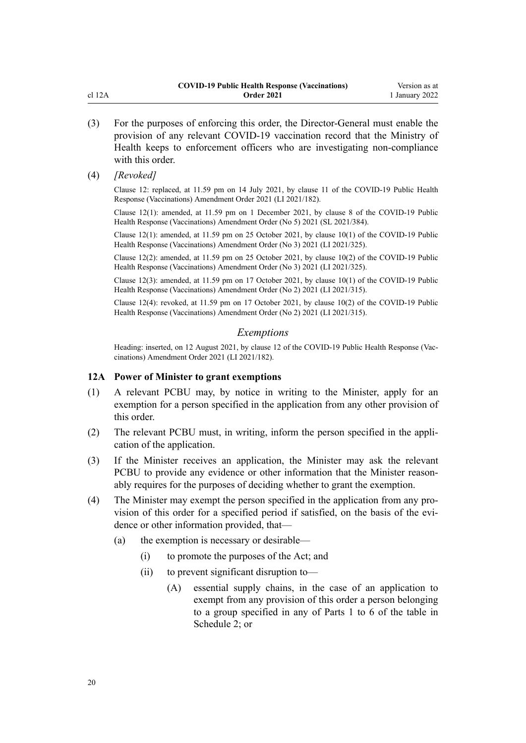(3) For the purposes of enforcing this order, the Director-General must enable the provision of any relevant COVID-19 vaccination record that the Ministry of Health keeps to enforcement officers who are investigating non-compliance with this order.

(4) *[Revoked]*

Clause 12: replaced, at 11.59 pm on 14 July 2021, by clause 11 of the COVID-19 Public Health Response (Vaccinations) Amendment Order 2021 (LI 2021/182).

Clause 12(1): amended, at 11.59 pm on 1 December 2021, by clause 8 of the COVID-19 Public Health Response (Vaccinations) Amendment Order (No 5) 2021 (SL 2021/384).

Clause 12(1): amended, at 11.59 pm on 25 October 2021, by clause 10(1) of the COVID-19 Public Health Response (Vaccinations) Amendment Order (No 3) 2021 (LI 2021/325).

Clause 12(2): amended, at 11.59 pm on 25 October 2021, by clause 10(2) of the COVID-19 Public Health Response (Vaccinations) Amendment Order (No 3) 2021 (LI 2021/325).

Clause 12(3): amended, at 11.59 pm on 17 October 2021, by clause 10(1) of the COVID-19 Public Health Response (Vaccinations) Amendment Order (No 2) 2021 (LI 2021/315).

Clause 12(4): revoked, at 11.59 pm on 17 October 2021, by clause 10(2) of the COVID-19 Public Health Response (Vaccinations) Amendment Order (No 2) 2021 (LI 2021/315).

### *Exemptions*

Heading: inserted, on 12 August 2021, by clause 12 of the COVID-19 Public Health Response (Vaccinations) Amendment Order 2021 (LI 2021/182).

### 12A Power of Minister to grant exemptions

(1) A relevant PCBU may, by notice in writing to the Minister, apply for an exemption for a person specified in the application from any other provision of this order.

(2) The relevant PCBU must, in writing, inform the person specified in the application of the application.

(3) If the Minister receives an application, the Minister may ask the relevant PCBU to provide any evidence or other information that the Minister reasonably requires for the purposes of deciding whether to grant the exemption.

(4) The Minister may exempt the person specified in the application from any provision of this order for a specified period if satisfied, on the basis of the evidence or other information provided, that—

- (a) the exemption is necessary or desirable—
  - (i) to promote the purposes of the Act; and
  - (ii) to prevent significant disruption to—
    - (A) essential supply chains, in the case of an application to exempt from any provision of this order a person belonging to a group specified in any of Parts 1 to 6 of the table in Schedule 2; or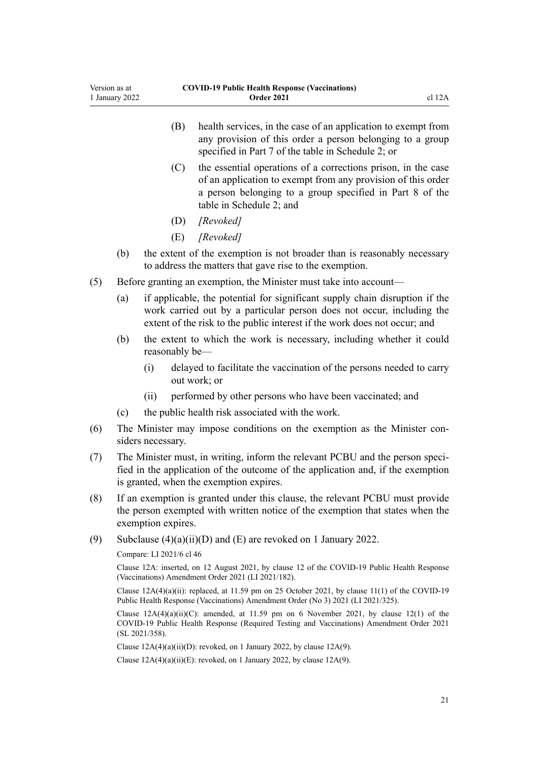(B) health services, in the case of an application to exempt from any provision of this order a person belonging to a group specified in Part 7 of the table in Schedule 2; or

(C) the essential operations of a corrections prison, in the case of an application to exempt from any provision of this order a person belonging to a group specified in Part 8 of the table in Schedule 2; and

(D) *[Revoked]*

(E) *[Revoked]*

(b) the extent of the exemption is not broader than is reasonably necessary to address the matters that gave rise to the exemption.

(5) Before granting an exemption, the Minister must take into account—

(a) if applicable, the potential for significant supply chain disruption if the work carried out by a particular person does not occur, including the extent of the risk to the public interest if the work does not occur; and

(b) the extent to which the work is necessary, including whether it could reasonably be—

(i) delayed to facilitate the vaccination of the persons needed to carry out work; or

(ii) performed by other persons who have been vaccinated; and

(c) the public health risk associated with the work.

(6) The Minister may impose conditions on the exemption as the Minister considers necessary.

(7) The Minister must, in writing, inform the relevant PCBU and the person specified in the application of the outcome of the application and, if the exemption is granted, when the exemption expires.

(8) If an exemption is granted under this clause, the relevant PCBU must provide the person exempted with written notice of the exemption that states when the exemption expires.

(9) Subclause (4)(a)(ii)(D) and (E) are revoked on 1 January 2022.

Compare: LI 2021/6 cl 46

Clause 12A: inserted, on 12 August 2021, by clause 12 of the COVID-19 Public Health Response (Vaccinations) Amendment Order 2021 (LI 2021/182).

Clause 12A(4)(a)(ii): replaced, at 11.59 pm on 25 October 2021, by clause 11(1) of the COVID-19 Public Health Response (Vaccinations) Amendment Order (No 3) 2021 (LI 2021/325).

Clause 12A(4)(a)(ii)(C): amended, at 11.59 pm on 6 November 2021, by clause 12(1) of the COVID-19 Public Health Response (Required Testing and Vaccinations) Amendment Order 2021 (SL 2021/358).

Clause 12A(4)(a)(ii)(D): revoked, on 1 January 2022, by clause 12A(9).

Clause 12A(4)(a)(ii)(E): revoked, on 1 January 2022, by clause 12A(9).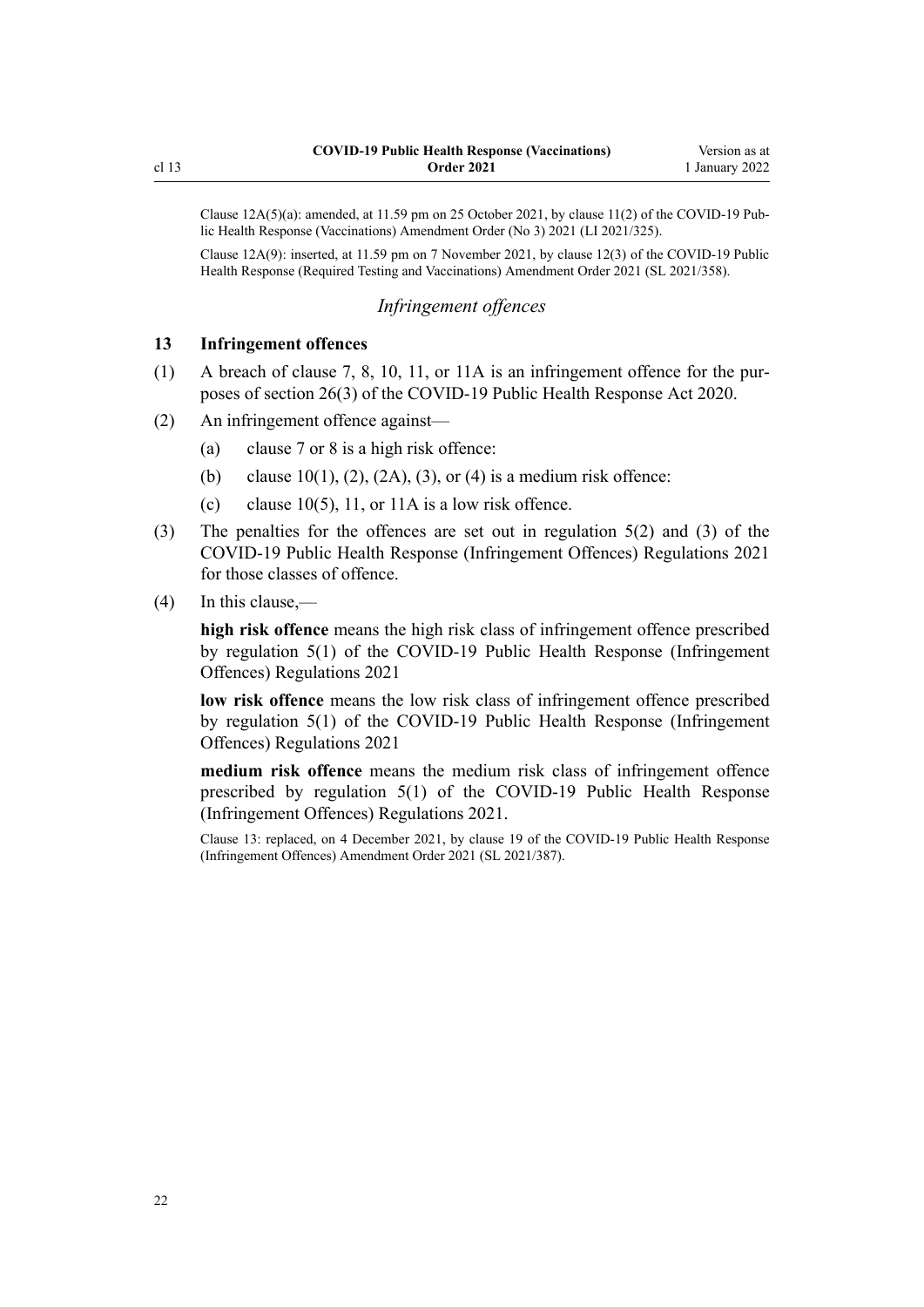Clause 12A(5)(a): amended, at 11.59 pm on 25 October 2021, by clause 11(2) of the COVID-19 Public Health Response (Vaccinations) Amendment Order (No 3) 2021 (LI 2021/325).

Clause 12A(9): inserted, at 11.59 pm on 7 November 2021, by clause 12(3) of the COVID-19 Public Health Response (Required Testing and Vaccinations) Amendment Order 2021 (SL 2021/358).

*Infringement offences*

### 13 Infringement offences

(1) A breach of clause 7, 8, 10, 11, or 11A is an infringement offence for the purposes of section 26(3) of the COVID-19 Public Health Response Act 2020.

(2) An infringement offence against—

(a) clause 7 or 8 is a high risk offence:

(b) clause 10(1), (2), (2A), (3), or (4) is a medium risk offence:

(c) clause 10(5), 11, or 11A is a low risk offence.

(3) The penalties for the offences are set out in regulation 5(2) and (3) of the COVID-19 Public Health Response (Infringement Offences) Regulations 2021 for those classes of offence.

(4) In this clause,—

**high risk offence** means the high risk class of infringement offence prescribed by regulation 5(1) of the COVID-19 Public Health Response (Infringement Offences) Regulations 2021

**low risk offence** means the low risk class of infringement offence prescribed by regulation 5(1) of the COVID-19 Public Health Response (Infringement Offences) Regulations 2021

**medium risk offence** means the medium risk class of infringement offence prescribed by regulation 5(1) of the COVID-19 Public Health Response (Infringement Offences) Regulations 2021.

Clause 13: replaced, on 4 December 2021, by clause 19 of the COVID-19 Public Health Response (Infringement Offences) Amendment Order 2021 (SL 2021/387).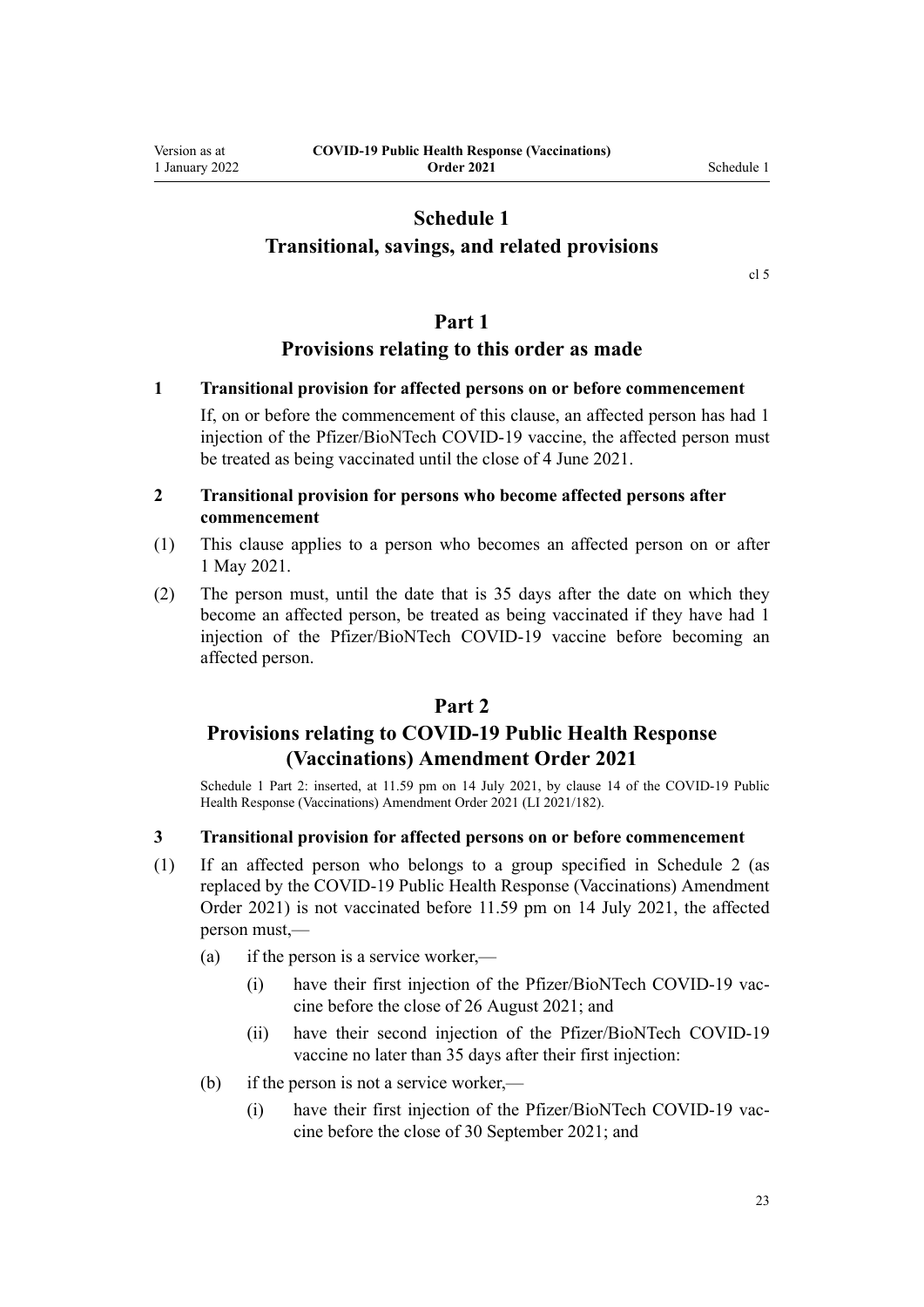# Schedule 1
## Transitional, savings, and related provisions

cl 5

# Part 1
## Provisions relating to this order as made

**1 Transitional provision for affected persons on or before commencement**

If, on or before the commencement of this clause, an affected person has had 1 injection of the Pfizer/BioNTech COVID-19 vaccine, the affected person must be treated as being vaccinated until the close of 4 June 2021.

**2 Transitional provision for persons who become affected persons after commencement**

(1) This clause applies to a person who becomes an affected person on or after 1 May 2021.

(2) The person must, until the date that is 35 days after the date on which they become an affected person, be treated as being vaccinated if they have had 1 injection of the Pfizer/BioNTech COVID-19 vaccine before becoming an affected person.

# Part 2
## Provisions relating to COVID-19 Public Health Response (Vaccinations) Amendment Order 2021

Schedule 1 Part 2: inserted, at 11.59 pm on 14 July 2021, by clause 14 of the COVID-19 Public Health Response (Vaccinations) Amendment Order 2021 (LI 2021/182).

**3 Transitional provision for affected persons on or before commencement**

(1) If an affected person who belongs to a group specified in Schedule 2 (as replaced by the COVID-19 Public Health Response (Vaccinations) Amendment Order 2021) is not vaccinated before 11.59 pm on 14 July 2021, the affected person must,—

- (a) if the person is a service worker,—
  - (i) have their first injection of the Pfizer/BioNTech COVID-19 vaccine before the close of 26 August 2021; and
  - (ii) have their second injection of the Pfizer/BioNTech COVID-19 vaccine no later than 35 days after their first injection:
- (b) if the person is not a service worker,—
  - (i) have their first injection of the Pfizer/BioNTech COVID-19 vaccine before the close of 30 September 2021; and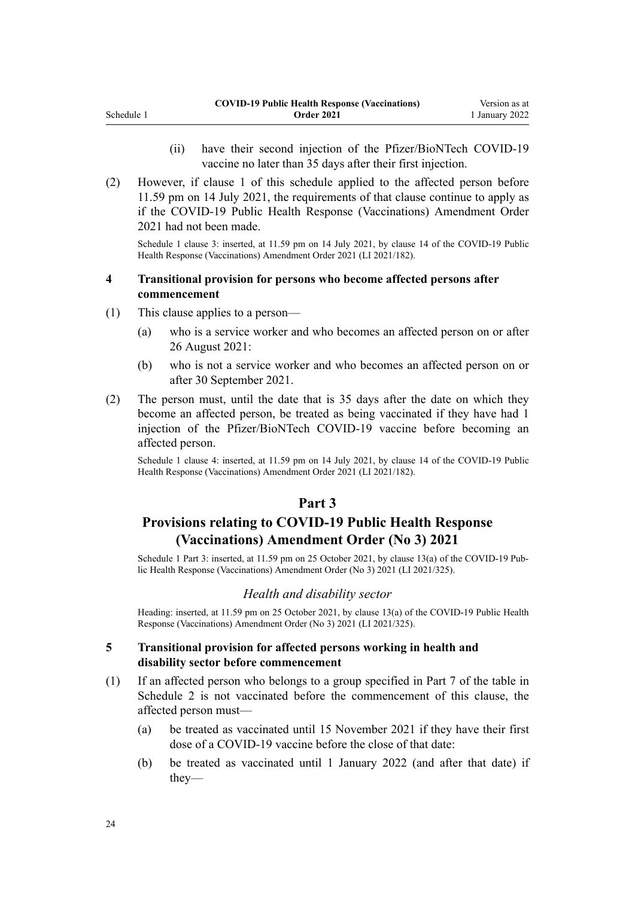(ii) have their second injection of the Pfizer/BioNTech COVID-19 vaccine no later than 35 days after their first injection.

(2) However, if clause 1 of this schedule applied to the affected person before 11.59 pm on 14 July 2021, the requirements of that clause continue to apply as if the COVID-19 Public Health Response (Vaccinations) Amendment Order 2021 had not been made.

Schedule 1 clause 3: inserted, at 11.59 pm on 14 July 2021, by clause 14 of the COVID-19 Public Health Response (Vaccinations) Amendment Order 2021 (LI 2021/182).

**4 Transitional provision for persons who become affected persons after commencement**

(1) This clause applies to a person—

(a) who is a service worker and who becomes an affected person on or after 26 August 2021:

(b) who is not a service worker and who becomes an affected person on or after 30 September 2021.

(2) The person must, until the date that is 35 days after the date on which they become an affected person, be treated as being vaccinated if they have had 1 injection of the Pfizer/BioNTech COVID-19 vaccine before becoming an affected person.

Schedule 1 clause 4: inserted, at 11.59 pm on 14 July 2021, by clause 14 of the COVID-19 Public Health Response (Vaccinations) Amendment Order 2021 (LI 2021/182).

## Part 3
## Provisions relating to COVID-19 Public Health Response (Vaccinations) Amendment Order (No 3) 2021

Schedule 1 Part 3: inserted, at 11.59 pm on 25 October 2021, by clause 13(a) of the COVID-19 Public Health Response (Vaccinations) Amendment Order (No 3) 2021 (LI 2021/325).

*Health and disability sector*

Heading: inserted, at 11.59 pm on 25 October 2021, by clause 13(a) of the COVID-19 Public Health Response (Vaccinations) Amendment Order (No 3) 2021 (LI 2021/325).

**5 Transitional provision for affected persons working in health and disability sector before commencement**

(1) If an affected person who belongs to a group specified in Part 7 of the table in Schedule 2 is not vaccinated before the commencement of this clause, the affected person must—

(a) be treated as vaccinated until 15 November 2021 if they have their first dose of a COVID-19 vaccine before the close of that date:

(b) be treated as vaccinated until 1 January 2022 (and after that date) if they—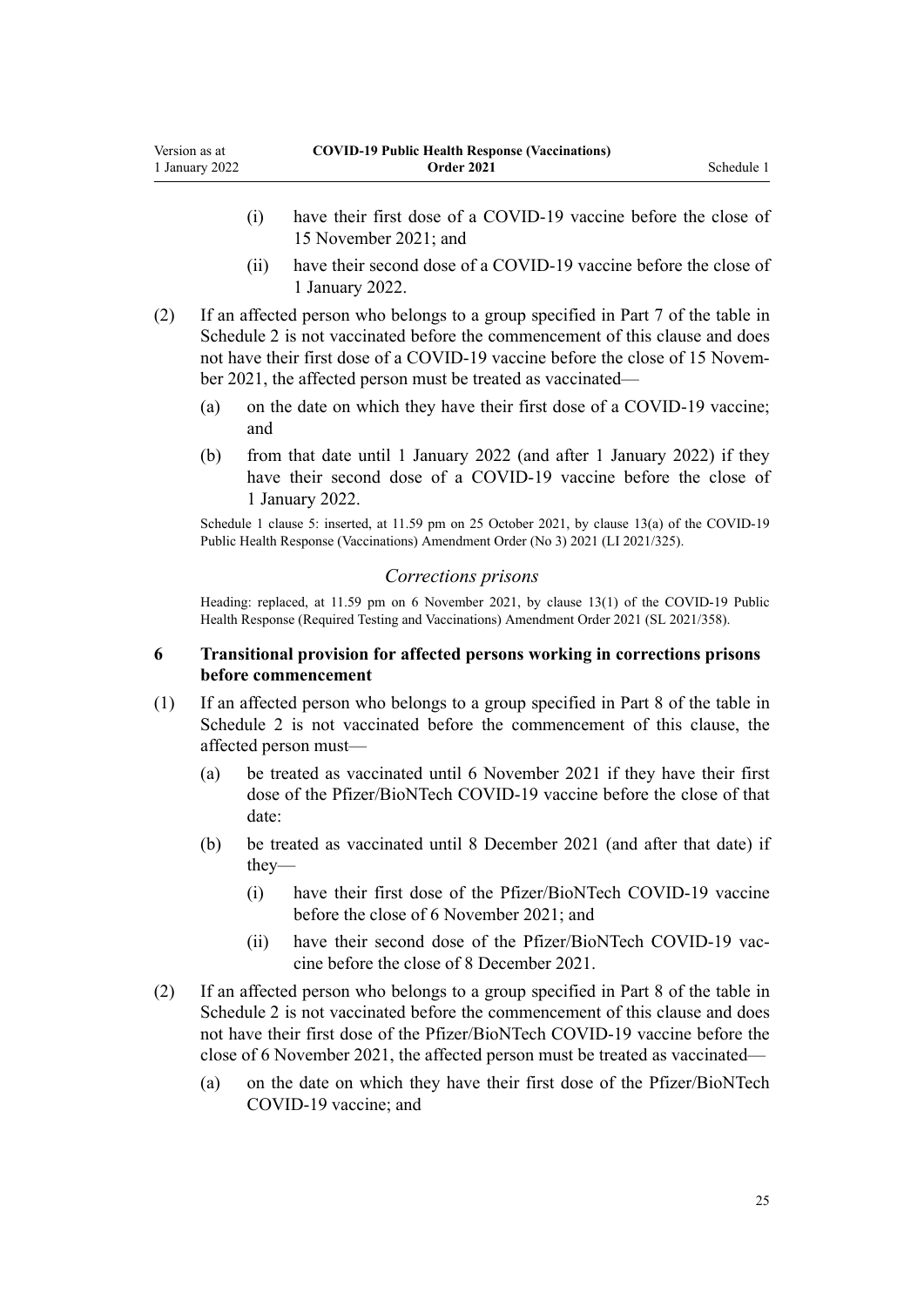- (i) have their first dose of a COVID-19 vaccine before the close of 15 November 2021; and
- (ii) have their second dose of a COVID-19 vaccine before the close of 1 January 2022.

(2) If an affected person who belongs to a group specified in Part 7 of the table in Schedule 2 is not vaccinated before the commencement of this clause and does not have their first dose of a COVID-19 vaccine before the close of 15 November 2021, the affected person must be treated as vaccinated—

- (a) on the date on which they have their first dose of a COVID-19 vaccine; and
- (b) from that date until 1 January 2022 (and after 1 January 2022) if they have their second dose of a COVID-19 vaccine before the close of 1 January 2022.

Schedule 1 clause 5: inserted, at 11.59 pm on 25 October 2021, by clause 13(a) of the COVID-19 Public Health Response (Vaccinations) Amendment Order (No 3) 2021 (LI 2021/325).

### *Corrections prisons*

Heading: replaced, at 11.59 pm on 6 November 2021, by clause 13(1) of the COVID-19 Public Health Response (Required Testing and Vaccinations) Amendment Order 2021 (SL 2021/358).

### 6 Transitional provision for affected persons working in corrections prisons before commencement

(1) If an affected person who belongs to a group specified in Part 8 of the table in Schedule 2 is not vaccinated before the commencement of this clause, the affected person must—

- (a) be treated as vaccinated until 6 November 2021 if they have their first dose of the Pfizer/BioNTech COVID-19 vaccine before the close of that date:
- (b) be treated as vaccinated until 8 December 2021 (and after that date) if they—
  - (i) have their first dose of the Pfizer/BioNTech COVID-19 vaccine before the close of 6 November 2021; and
  - (ii) have their second dose of the Pfizer/BioNTech COVID-19 vaccine before the close of 8 December 2021.

(2) If an affected person who belongs to a group specified in Part 8 of the table in Schedule 2 is not vaccinated before the commencement of this clause and does not have their first dose of the Pfizer/BioNTech COVID-19 vaccine before the close of 6 November 2021, the affected person must be treated as vaccinated—

- (a) on the date on which they have their first dose of the Pfizer/BioNTech COVID-19 vaccine; and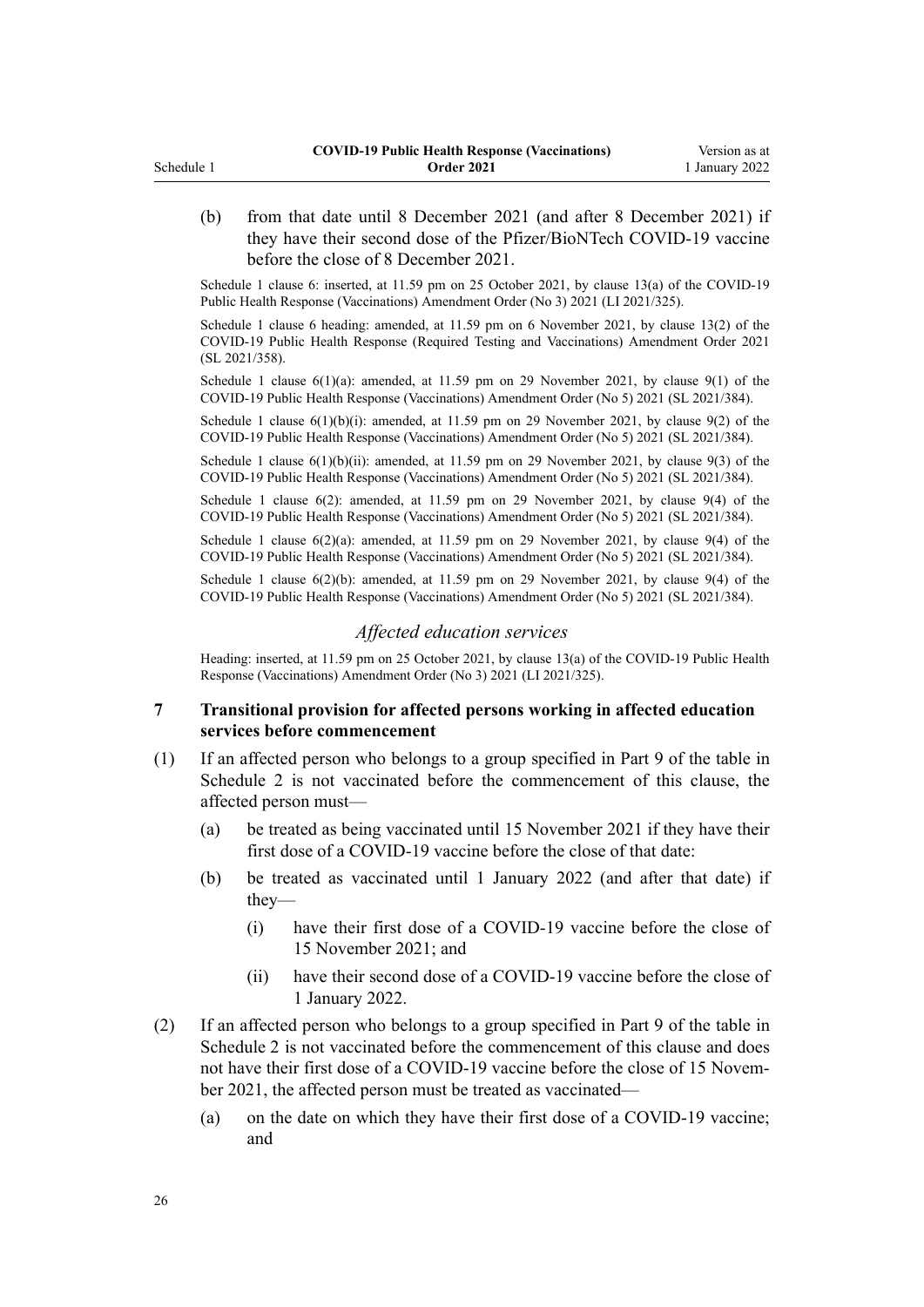(b) from that date until 8 December 2021 (and after 8 December 2021) if they have their second dose of the Pfizer/BioNTech COVID-19 vaccine before the close of 8 December 2021.

Schedule 1 clause 6: inserted, at 11.59 pm on 25 October 2021, by clause 13(a) of the COVID-19 Public Health Response (Vaccinations) Amendment Order (No 3) 2021 (LI 2021/325).

Schedule 1 clause 6 heading: amended, at 11.59 pm on 6 November 2021, by clause 13(2) of the COVID-19 Public Health Response (Required Testing and Vaccinations) Amendment Order 2021 (SL 2021/358).

Schedule 1 clause 6(1)(a): amended, at 11.59 pm on 29 November 2021, by clause 9(1) of the COVID-19 Public Health Response (Vaccinations) Amendment Order (No 5) 2021 (SL 2021/384).

Schedule 1 clause 6(1)(b)(i): amended, at 11.59 pm on 29 November 2021, by clause 9(2) of the COVID-19 Public Health Response (Vaccinations) Amendment Order (No 5) 2021 (SL 2021/384).

Schedule 1 clause 6(1)(b)(ii): amended, at 11.59 pm on 29 November 2021, by clause 9(3) of the COVID-19 Public Health Response (Vaccinations) Amendment Order (No 5) 2021 (SL 2021/384).

Schedule 1 clause 6(2): amended, at 11.59 pm on 29 November 2021, by clause 9(4) of the COVID-19 Public Health Response (Vaccinations) Amendment Order (No 5) 2021 (SL 2021/384).

Schedule 1 clause 6(2)(a): amended, at 11.59 pm on 29 November 2021, by clause 9(4) of the COVID-19 Public Health Response (Vaccinations) Amendment Order (No 5) 2021 (SL 2021/384).

Schedule 1 clause 6(2)(b): amended, at 11.59 pm on 29 November 2021, by clause 9(4) of the COVID-19 Public Health Response (Vaccinations) Amendment Order (No 5) 2021 (SL 2021/384).

*Affected education services*

Heading: inserted, at 11.59 pm on 25 October 2021, by clause 13(a) of the COVID-19 Public Health Response (Vaccinations) Amendment Order (No 3) 2021 (LI 2021/325).

### 7 Transitional provision for affected persons working in affected education services before commencement

(1) If an affected person who belongs to a group specified in Part 9 of the table in Schedule 2 is not vaccinated before the commencement of this clause, the affected person must—

(a) be treated as being vaccinated until 15 November 2021 if they have their first dose of a COVID-19 vaccine before the close of that date:

(b) be treated as vaccinated until 1 January 2022 (and after that date) if they—

(i) have their first dose of a COVID-19 vaccine before the close of 15 November 2021; and

(ii) have their second dose of a COVID-19 vaccine before the close of 1 January 2022.

(2) If an affected person who belongs to a group specified in Part 9 of the table in Schedule 2 is not vaccinated before the commencement of this clause and does not have their first dose of a COVID-19 vaccine before the close of 15 November 2021, the affected person must be treated as vaccinated—

(a) on the date on which they have their first dose of a COVID-19 vaccine; and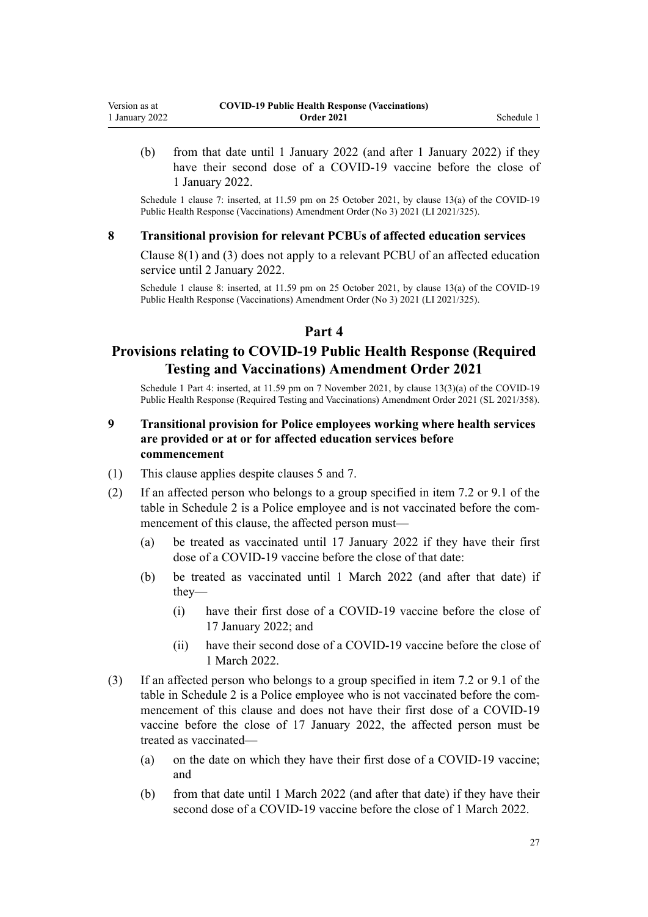(b) from that date until 1 January 2022 (and after 1 January 2022) if they have their second dose of a COVID-19 vaccine before the close of 1 January 2022.

Schedule 1 clause 7: inserted, at 11.59 pm on 25 October 2021, by clause 13(a) of the COVID-19 Public Health Response (Vaccinations) Amendment Order (No 3) 2021 (LI 2021/325).

**8 Transitional provision for relevant PCBUs of affected education services**

Clause 8(1) and (3) does not apply to a relevant PCBU of an affected education service until 2 January 2022.

Schedule 1 clause 8: inserted, at 11.59 pm on 25 October 2021, by clause 13(a) of the COVID-19 Public Health Response (Vaccinations) Amendment Order (No 3) 2021 (LI 2021/325).

## Part 4

## Provisions relating to COVID-19 Public Health Response (Required Testing and Vaccinations) Amendment Order 2021

Schedule 1 Part 4: inserted, at 11.59 pm on 7 November 2021, by clause 13(3)(a) of the COVID-19 Public Health Response (Required Testing and Vaccinations) Amendment Order 2021 (SL 2021/358).

**9 Transitional provision for Police employees working where health services are provided or at or for affected education services before commencement**

(1) This clause applies despite clauses 5 and 7.

(2) If an affected person who belongs to a group specified in item 7.2 or 9.1 of the table in Schedule 2 is a Police employee and is not vaccinated before the commencement of this clause, the affected person must—

(a) be treated as vaccinated until 17 January 2022 if they have their first dose of a COVID-19 vaccine before the close of that date:

(b) be treated as vaccinated until 1 March 2022 (and after that date) if they—

(i) have their first dose of a COVID-19 vaccine before the close of 17 January 2022; and

(ii) have their second dose of a COVID-19 vaccine before the close of 1 March 2022.

(3) If an affected person who belongs to a group specified in item 7.2 or 9.1 of the table in Schedule 2 is a Police employee who is not vaccinated before the commencement of this clause and does not have their first dose of a COVID-19 vaccine before the close of 17 January 2022, the affected person must be treated as vaccinated—

(a) on the date on which they have their first dose of a COVID-19 vaccine; and

(b) from that date until 1 March 2022 (and after that date) if they have their second dose of a COVID-19 vaccine before the close of 1 March 2022.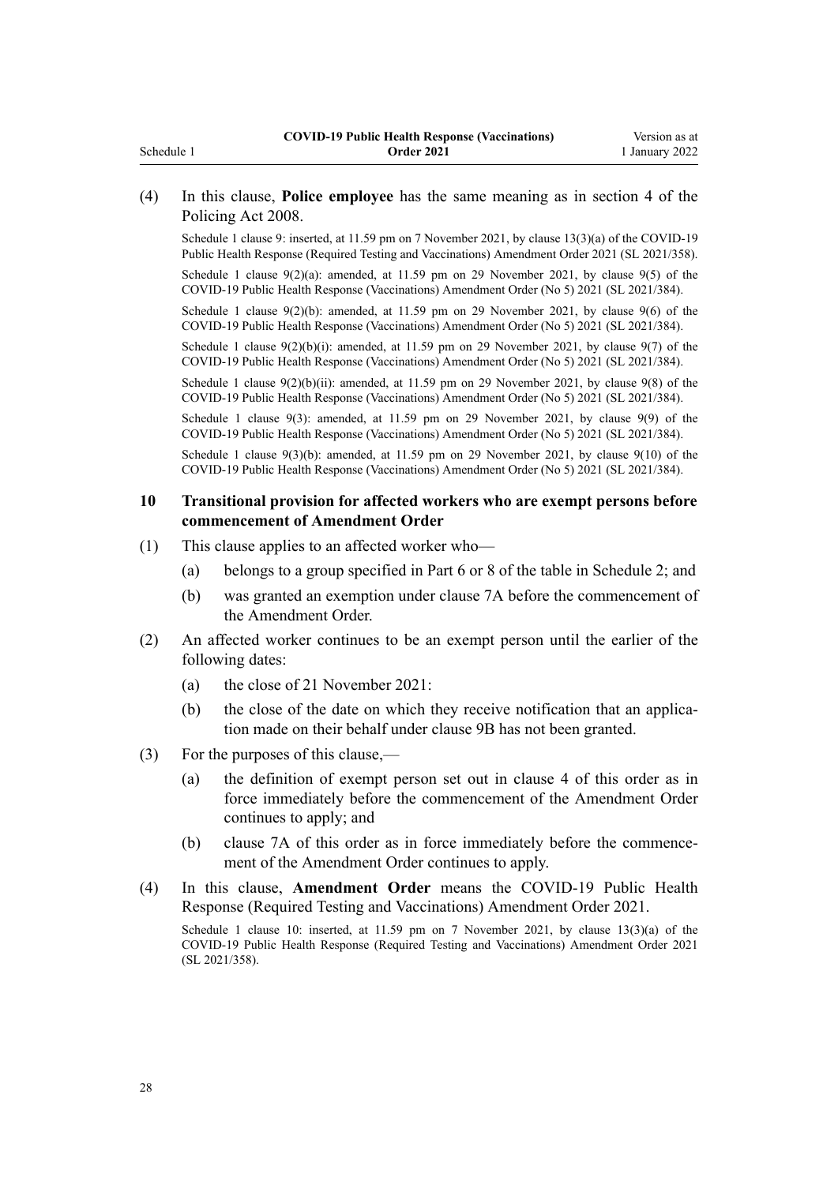(4) In this clause, **Police employee** has the same meaning as in section 4 of the Policing Act 2008.

Schedule 1 clause 9: inserted, at 11.59 pm on 7 November 2021, by clause 13(3)(a) of the COVID-19 Public Health Response (Required Testing and Vaccinations) Amendment Order 2021 (SL 2021/358).

Schedule 1 clause 9(2)(a): amended, at 11.59 pm on 29 November 2021, by clause 9(5) of the COVID-19 Public Health Response (Vaccinations) Amendment Order (No 5) 2021 (SL 2021/384).

Schedule 1 clause 9(2)(b): amended, at 11.59 pm on 29 November 2021, by clause 9(6) of the COVID-19 Public Health Response (Vaccinations) Amendment Order (No 5) 2021 (SL 2021/384).

Schedule 1 clause 9(2)(b)(i): amended, at 11.59 pm on 29 November 2021, by clause 9(7) of the COVID-19 Public Health Response (Vaccinations) Amendment Order (No 5) 2021 (SL 2021/384).

Schedule 1 clause 9(2)(b)(ii): amended, at 11.59 pm on 29 November 2021, by clause 9(8) of the COVID-19 Public Health Response (Vaccinations) Amendment Order (No 5) 2021 (SL 2021/384).

Schedule 1 clause 9(3): amended, at 11.59 pm on 29 November 2021, by clause 9(9) of the COVID-19 Public Health Response (Vaccinations) Amendment Order (No 5) 2021 (SL 2021/384).

Schedule 1 clause 9(3)(b): amended, at 11.59 pm on 29 November 2021, by clause 9(10) of the COVID-19 Public Health Response (Vaccinations) Amendment Order (No 5) 2021 (SL 2021/384).

### 10 Transitional provision for affected workers who are exempt persons before commencement of Amendment Order

(1) This clause applies to an affected worker who—

- (a) belongs to a group specified in Part 6 or 8 of the table in Schedule 2; and
- (b) was granted an exemption under clause 7A before the commencement of the Amendment Order.

(2) An affected worker continues to be an exempt person until the earlier of the following dates:

- (a) the close of 21 November 2021:
- (b) the close of the date on which they receive notification that an application made on their behalf under clause 9B has not been granted.

(3) For the purposes of this clause,—

- (a) the definition of exempt person set out in clause 4 of this order as in force immediately before the commencement of the Amendment Order continues to apply; and
- (b) clause 7A of this order as in force immediately before the commencement of the Amendment Order continues to apply.

(4) In this clause, **Amendment Order** means the COVID-19 Public Health Response (Required Testing and Vaccinations) Amendment Order 2021.

Schedule 1 clause 10: inserted, at 11.59 pm on 7 November 2021, by clause 13(3)(a) of the COVID-19 Public Health Response (Required Testing and Vaccinations) Amendment Order 2021 (SL 2021/358).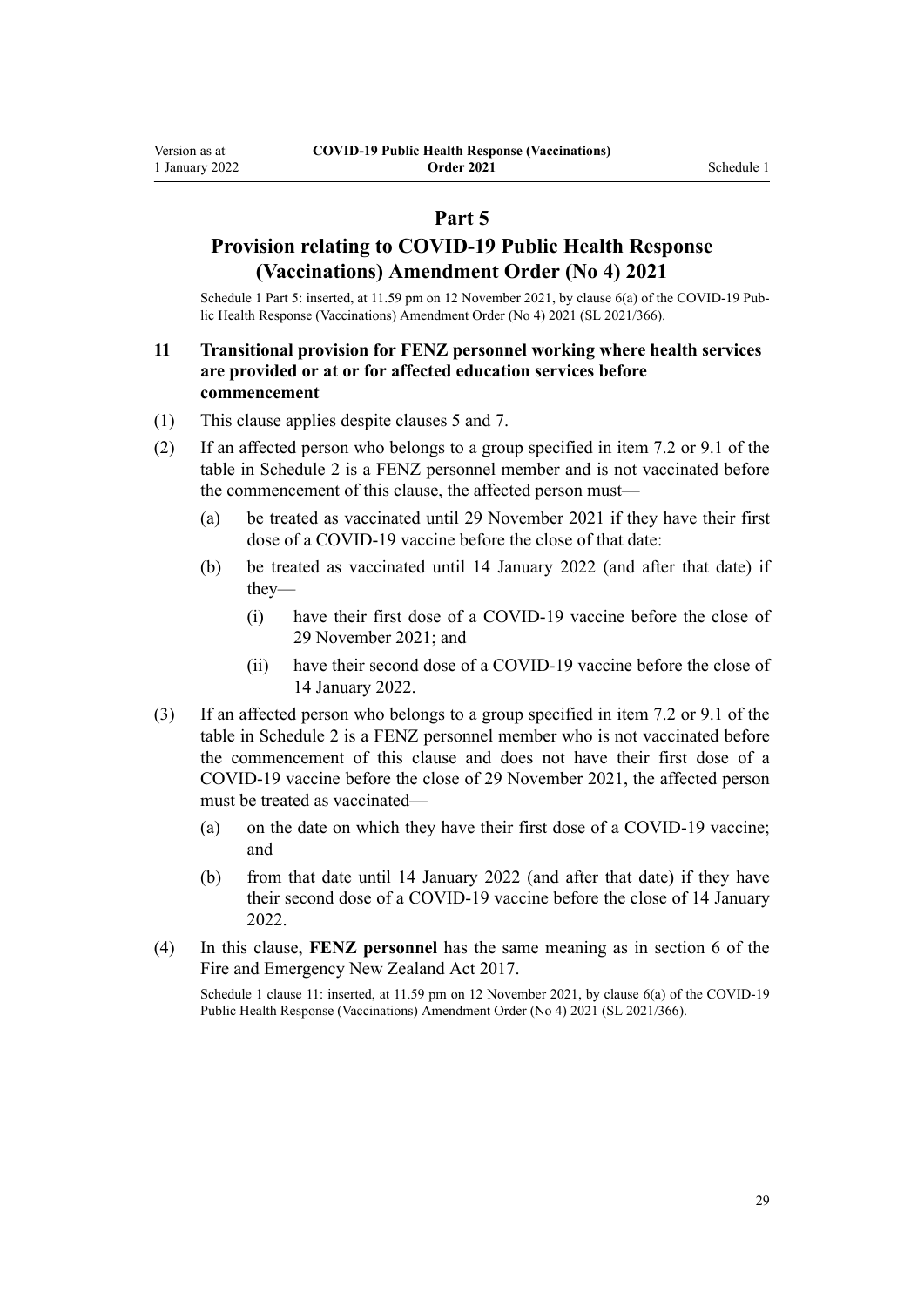## Part 5

## Provision relating to COVID-19 Public Health Response (Vaccinations) Amendment Order (No 4) 2021

Schedule 1 Part 5: inserted, at 11.59 pm on 12 November 2021, by clause 6(a) of the COVID-19 Public Health Response (Vaccinations) Amendment Order (No 4) 2021 (SL 2021/366).

### 11 Transitional provision for FENZ personnel working where health services are provided or at or for affected education services before commencement

(1) This clause applies despite clauses 5 and 7.

(2) If an affected person who belongs to a group specified in item 7.2 or 9.1 of the table in Schedule 2 is a FENZ personnel member and is not vaccinated before the commencement of this clause, the affected person must—

(a) be treated as vaccinated until 29 November 2021 if they have their first dose of a COVID-19 vaccine before the close of that date:

(b) be treated as vaccinated until 14 January 2022 (and after that date) if they—

(i) have their first dose of a COVID-19 vaccine before the close of 29 November 2021; and

(ii) have their second dose of a COVID-19 vaccine before the close of 14 January 2022.

(3) If an affected person who belongs to a group specified in item 7.2 or 9.1 of the table in Schedule 2 is a FENZ personnel member who is not vaccinated before the commencement of this clause and does not have their first dose of a COVID-19 vaccine before the close of 29 November 2021, the affected person must be treated as vaccinated—

(a) on the date on which they have their first dose of a COVID-19 vaccine; and

(b) from that date until 14 January 2022 (and after that date) if they have their second dose of a COVID-19 vaccine before the close of 14 January 2022.

(4) In this clause, **FENZ personnel** has the same meaning as in section 6 of the Fire and Emergency New Zealand Act 2017.

Schedule 1 clause 11: inserted, at 11.59 pm on 12 November 2021, by clause 6(a) of the COVID-19 Public Health Response (Vaccinations) Amendment Order (No 4) 2021 (SL 2021/366).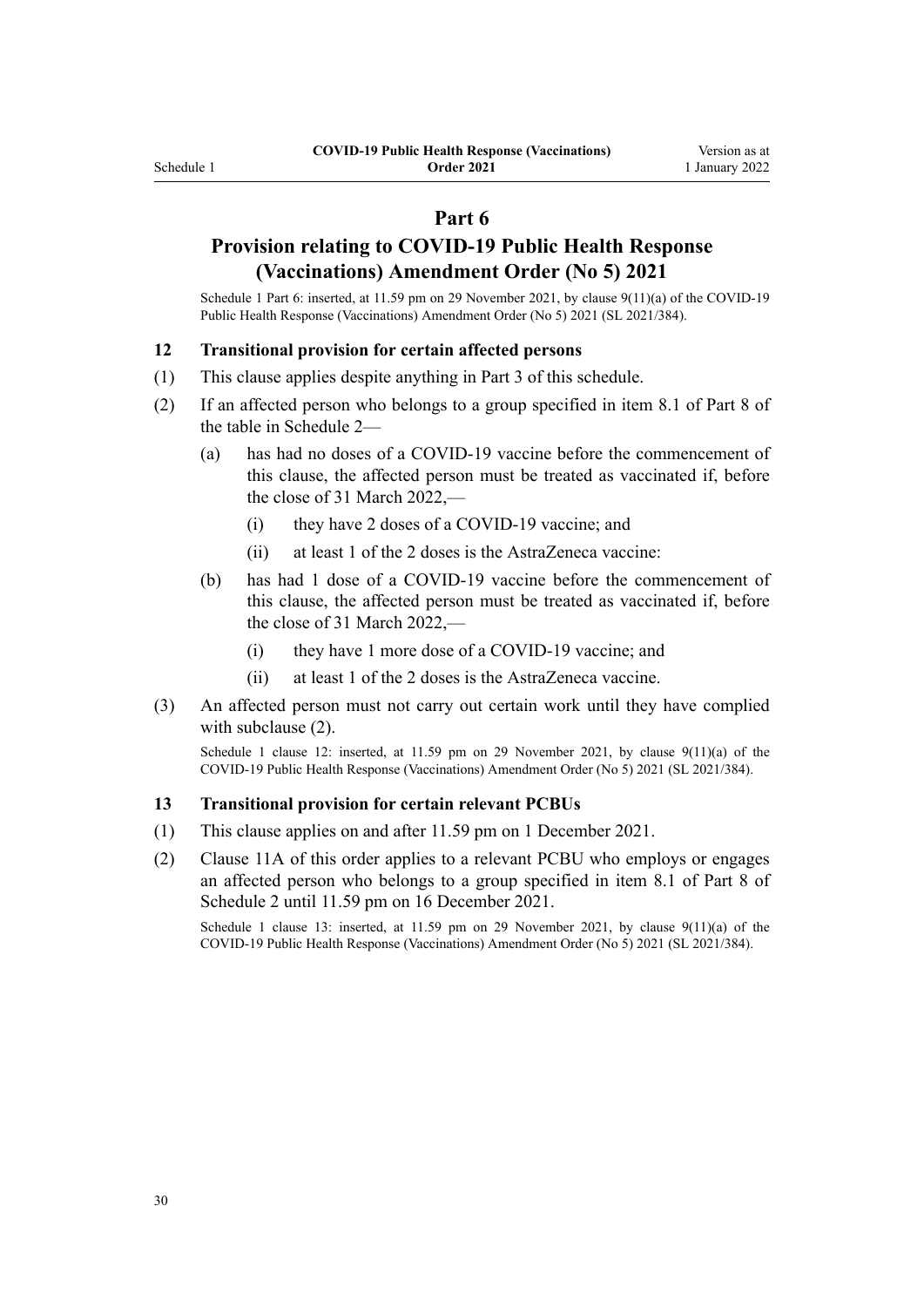## Part 6

## Provision relating to COVID-19 Public Health Response (Vaccinations) Amendment Order (No 5) 2021

Schedule 1 Part 6: inserted, at 11.59 pm on 29 November 2021, by clause 9(11)(a) of the COVID-19 Public Health Response (Vaccinations) Amendment Order (No 5) 2021 (SL 2021/384).

### 12 Transitional provision for certain affected persons

(1) This clause applies despite anything in Part 3 of this schedule.

(2) If an affected person who belongs to a group specified in item 8.1 of Part 8 of the table in Schedule 2—

   (a) has had no doses of a COVID-19 vaccine before the commencement of this clause, the affected person must be treated as vaccinated if, before the close of 31 March 2022,—

      (i) they have 2 doses of a COVID-19 vaccine; and

      (ii) at least 1 of the 2 doses is the AstraZeneca vaccine:

   (b) has had 1 dose of a COVID-19 vaccine before the commencement of this clause, the affected person must be treated as vaccinated if, before the close of 31 March 2022,—

      (i) they have 1 more dose of a COVID-19 vaccine; and

      (ii) at least 1 of the 2 doses is the AstraZeneca vaccine.

(3) An affected person must not carry out certain work until they have complied with subclause (2).

Schedule 1 clause 12: inserted, at 11.59 pm on 29 November 2021, by clause 9(11)(a) of the COVID-19 Public Health Response (Vaccinations) Amendment Order (No 5) 2021 (SL 2021/384).

### 13 Transitional provision for certain relevant PCBUs

(1) This clause applies on and after 11.59 pm on 1 December 2021.

(2) Clause 11A of this order applies to a relevant PCBU who employs or engages an affected person who belongs to a group specified in item 8.1 of Part 8 of Schedule 2 until 11.59 pm on 16 December 2021.

Schedule 1 clause 13: inserted, at 11.59 pm on 29 November 2021, by clause 9(11)(a) of the COVID-19 Public Health Response (Vaccinations) Amendment Order (No 5) 2021 (SL 2021/384).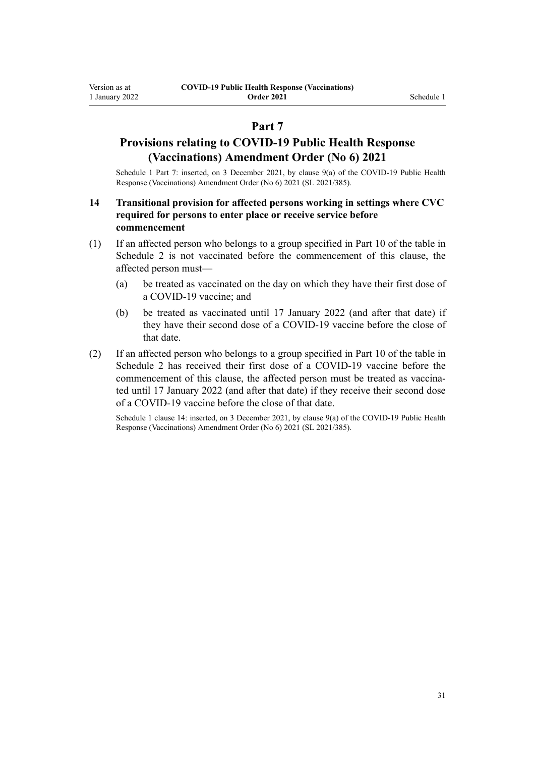## Part 7

## Provisions relating to COVID-19 Public Health Response (Vaccinations) Amendment Order (No 6) 2021

Schedule 1 Part 7: inserted, on 3 December 2021, by clause 9(a) of the COVID-19 Public Health Response (Vaccinations) Amendment Order (No 6) 2021 (SL 2021/385).

### 14 Transitional provision for affected persons working in settings where CVC required for persons to enter place or receive service before commencement

(1) If an affected person who belongs to a group specified in Part 10 of the table in Schedule 2 is not vaccinated before the commencement of this clause, the affected person must—

- (a) be treated as vaccinated on the day on which they have their first dose of a COVID-19 vaccine; and
- (b) be treated as vaccinated until 17 January 2022 (and after that date) if they have their second dose of a COVID-19 vaccine before the close of that date.

(2) If an affected person who belongs to a group specified in Part 10 of the table in Schedule 2 has received their first dose of a COVID-19 vaccine before the commencement of this clause, the affected person must be treated as vaccinated until 17 January 2022 (and after that date) if they receive their second dose of a COVID-19 vaccine before the close of that date.

Schedule 1 clause 14: inserted, on 3 December 2021, by clause 9(a) of the COVID-19 Public Health Response (Vaccinations) Amendment Order (No 6) 2021 (SL 2021/385).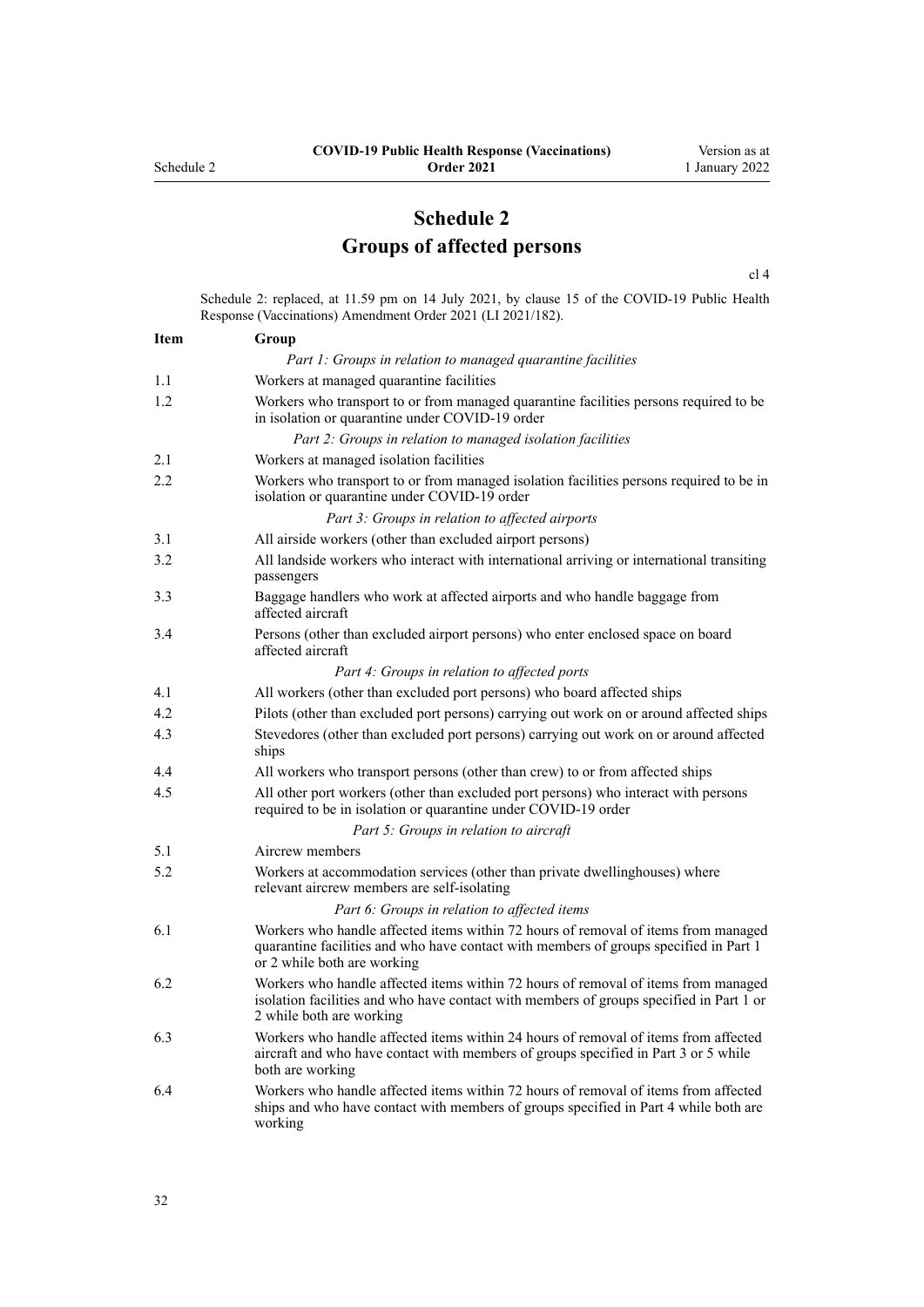# Schedule 2
# Groups of affected persons

cl 4

Schedule 2: replaced, at 11.59 pm on 14 July 2021, by clause 15 of the COVID-19 Public Health Response (Vaccinations) Amendment Order 2021 (LI 2021/182).

| Item | Group |
|---|---|
| | *Part 1: Groups in relation to managed quarantine facilities* |
| 1.1 | Workers at managed quarantine facilities |
| 1.2 | Workers who transport to or from managed quarantine facilities persons required to be in isolation or quarantine under COVID-19 order |
| | *Part 2: Groups in relation to managed isolation facilities* |
| 2.1 | Workers at managed isolation facilities |
| 2.2 | Workers who transport to or from managed isolation facilities persons required to be in isolation or quarantine under COVID-19 order |
| | *Part 3: Groups in relation to affected airports* |
| 3.1 | All airside workers (other than excluded airport persons) |
| 3.2 | All landside workers who interact with international arriving or international transiting passengers |
| 3.3 | Baggage handlers who work at affected airports and who handle baggage from affected aircraft |
| 3.4 | Persons (other than excluded airport persons) who enter enclosed space on board affected aircraft |
| | *Part 4: Groups in relation to affected ports* |
| 4.1 | All workers (other than excluded port persons) who board affected ships |
| 4.2 | Pilots (other than excluded port persons) carrying out work on or around affected ships |
| 4.3 | Stevedores (other than excluded port persons) carrying out work on or around affected ships |
| 4.4 | All workers who transport persons (other than crew) to or from affected ships |
| 4.5 | All other port workers (other than excluded port persons) who interact with persons required to be in isolation or quarantine under COVID-19 order |
| | *Part 5: Groups in relation to aircraft* |
| 5.1 | Aircrew members |
| 5.2 | Workers at accommodation services (other than private dwellinghouses) where relevant aircrew members are self-isolating |
| | *Part 6: Groups in relation to affected items* |
| 6.1 | Workers who handle affected items within 72 hours of removal of items from managed quarantine facilities and who have contact with members of groups specified in Part 1 or 2 while both are working |
| 6.2 | Workers who handle affected items within 72 hours of removal of items from managed isolation facilities and who have contact with members of groups specified in Part 1 or 2 while both are working |
| 6.3 | Workers who handle affected items within 24 hours of removal of items from affected aircraft and who have contact with members of groups specified in Part 3 or 5 while both are working |
| 6.4 | Workers who handle affected items within 72 hours of removal of items from affected ships and who have contact with members of groups specified in Part 4 while both are working |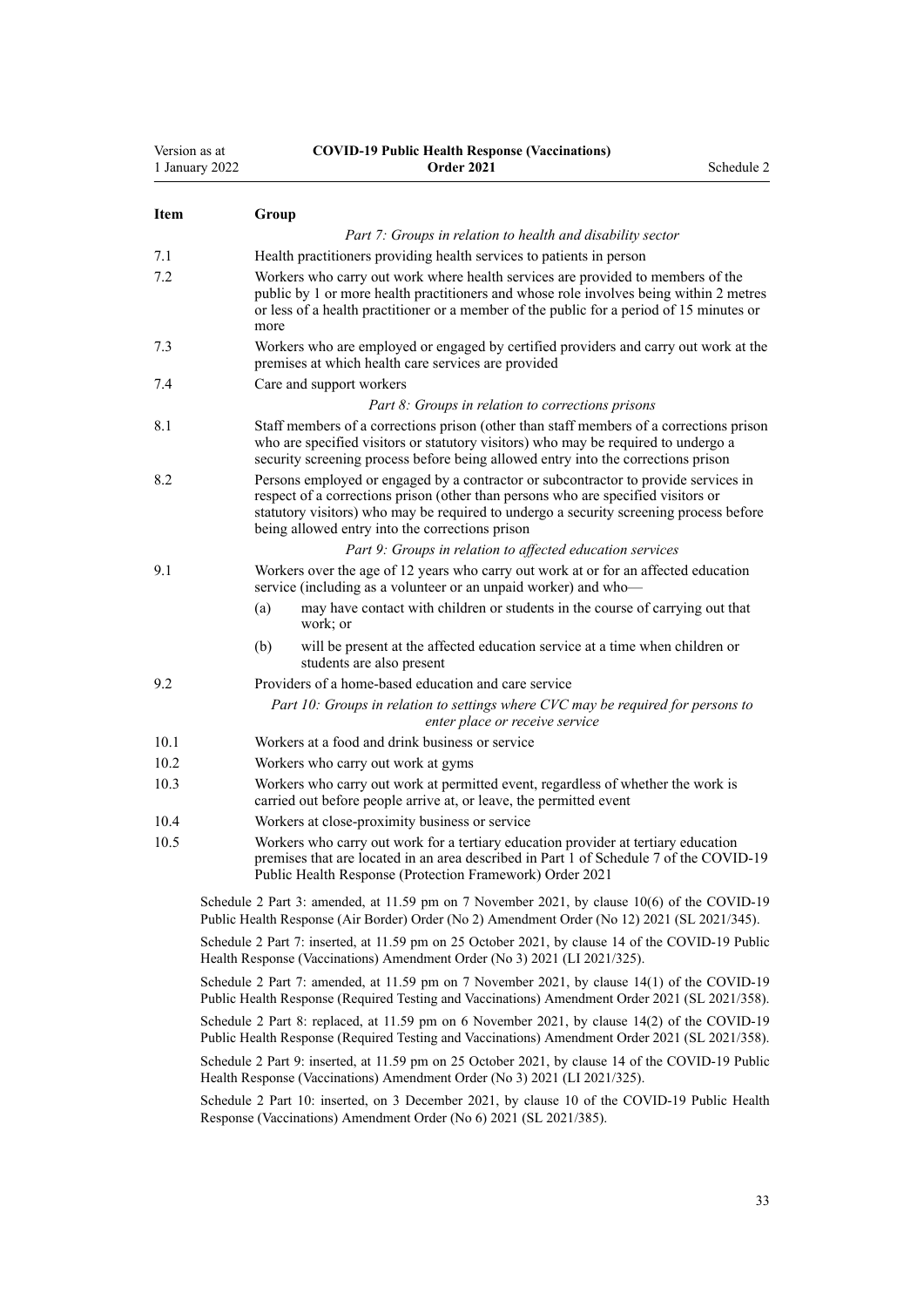| Item | Group |
|---|---|
| | *Part 7: Groups in relation to health and disability sector* |
| 7.1 | Health practitioners providing health services to patients in person |
| 7.2 | Workers who carry out work where health services are provided to members of the public by 1 or more health practitioners and whose role involves being within 2 metres or less of a health practitioner or a member of the public for a period of 15 minutes or more |
| 7.3 | Workers who are employed or engaged by certified providers and carry out work at the premises at which health care services are provided |
| 7.4 | Care and support workers |
| | *Part 8: Groups in relation to corrections prisons* |
| 8.1 | Staff members of a corrections prison (other than staff members of a corrections prison who are specified visitors or statutory visitors) who may be required to undergo a security screening process before being allowed entry into the corrections prison |
| 8.2 | Persons employed or engaged by a contractor or subcontractor to provide services in respect of a corrections prison (other than persons who are specified visitors or statutory visitors) who may be required to undergo a security screening process before being allowed entry into the corrections prison |
| | *Part 9: Groups in relation to affected education services* |
| 9.1 | Workers over the age of 12 years who carry out work at or for an affected education service (including as a volunteer or an unpaid worker) and who— (a) may have contact with children or students in the course of carrying out that work; or (b) will be present at the affected education service at a time when children or students are also present |
| 9.2 | Providers of a home-based education and care service |
| | *Part 10: Groups in relation to settings where CVC may be required for persons to enter place or receive service* |
| 10.1 | Workers at a food and drink business or service |
| 10.2 | Workers who carry out work at gyms |
| 10.3 | Workers who carry out work at permitted event, regardless of whether the work is carried out before people arrive at, or leave, the permitted event |
| 10.4 | Workers at close-proximity business or service |
| 10.5 | Workers who carry out work for a tertiary education provider at tertiary education premises that are located in an area described in Part 1 of Schedule 7 of the COVID-19 Public Health Response (Protection Framework) Order 2021 |

Schedule 2 Part 3: amended, at 11.59 pm on 7 November 2021, by clause 10(6) of the COVID-19 Public Health Response (Air Border) Order (No 2) Amendment Order (No 12) 2021 (SL 2021/345).

Schedule 2 Part 7: inserted, at 11.59 pm on 25 October 2021, by clause 14 of the COVID-19 Public Health Response (Vaccinations) Amendment Order (No 3) 2021 (LI 2021/325).

Schedule 2 Part 7: amended, at 11.59 pm on 7 November 2021, by clause 14(1) of the COVID-19 Public Health Response (Required Testing and Vaccinations) Amendment Order 2021 (SL 2021/358).

Schedule 2 Part 8: replaced, at 11.59 pm on 6 November 2021, by clause 14(2) of the COVID-19 Public Health Response (Required Testing and Vaccinations) Amendment Order 2021 (SL 2021/358).

Schedule 2 Part 9: inserted, at 11.59 pm on 25 October 2021, by clause 14 of the COVID-19 Public Health Response (Vaccinations) Amendment Order (No 3) 2021 (LI 2021/325).

Schedule 2 Part 10: inserted, on 3 December 2021, by clause 10 of the COVID-19 Public Health Response (Vaccinations) Amendment Order (No 6) 2021 (SL 2021/385).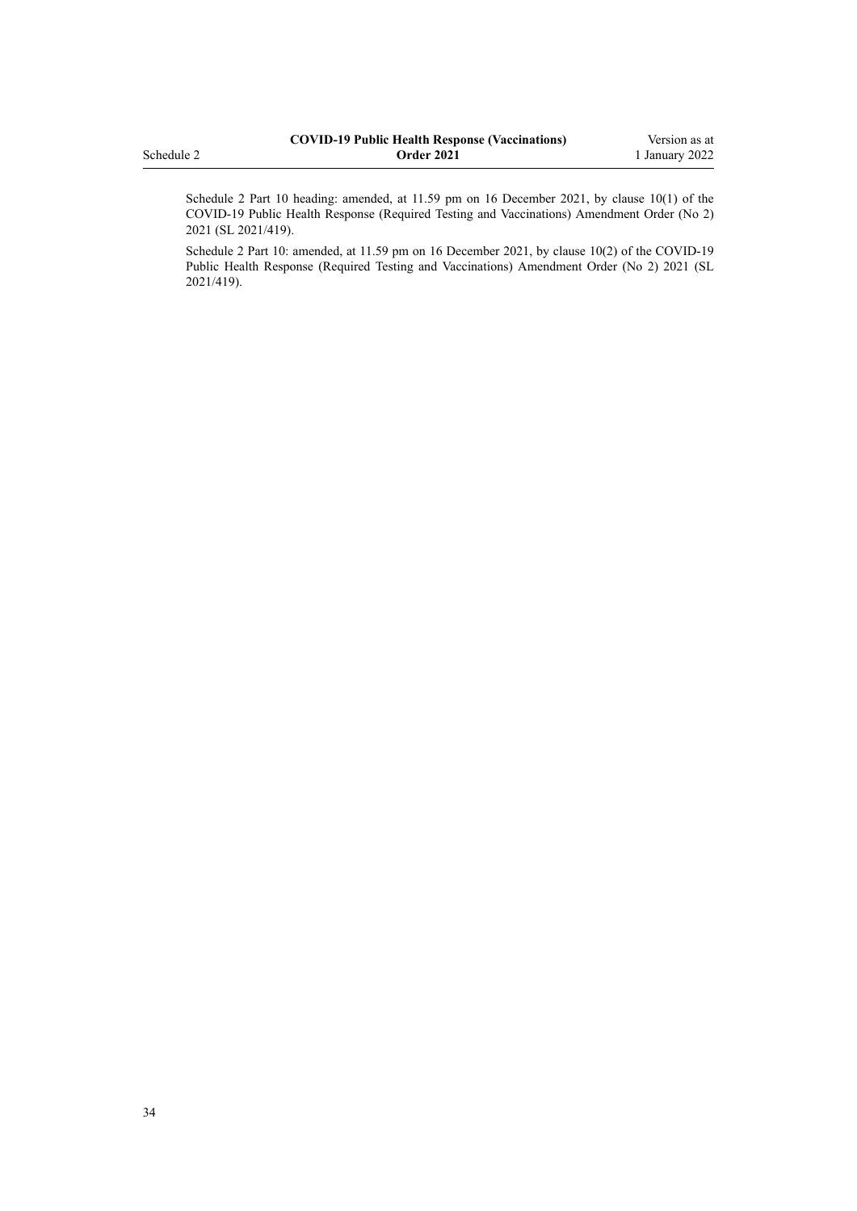Schedule 2 Part 10 heading: amended, at 11.59 pm on 16 December 2021, by clause 10(1) of the COVID-19 Public Health Response (Required Testing and Vaccinations) Amendment Order (No 2) 2021 (SL 2021/419).

Schedule 2 Part 10: amended, at 11.59 pm on 16 December 2021, by clause 10(2) of the COVID-19 Public Health Response (Required Testing and Vaccinations) Amendment Order (No 2) 2021 (SL 2021/419).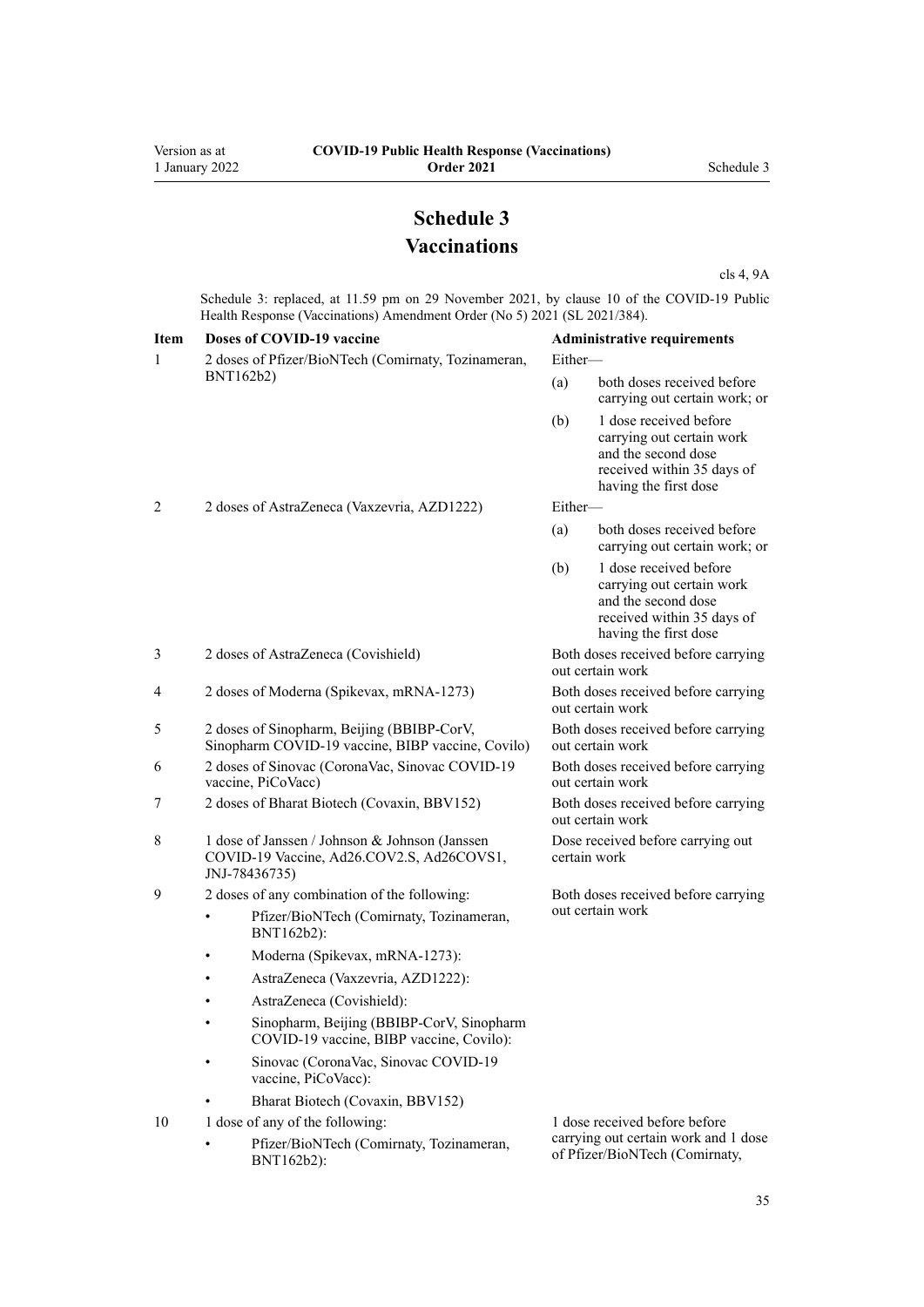# Schedule 3
# Vaccinations

cls 4, 9A

Schedule 3: replaced, at 11.59 pm on 29 November 2021, by clause 10 of the COVID-19 Public Health Response (Vaccinations) Amendment Order (No 5) 2021 (SL 2021/384).

| Item | Doses of COVID-19 vaccine | Administrative requirements |
|---|---|---|
| 1 | 2 doses of Pfizer/BioNTech (Comirnaty, Tozinameran, BNT162b2) | Either—<br>(a) both doses received before carrying out certain work; or<br>(b) 1 dose received before carrying out certain work and the second dose received within 35 days of having the first dose |
| 2 | 2 doses of AstraZeneca (Vaxzevria, AZD1222) | Either—<br>(a) both doses received before carrying out certain work; or<br>(b) 1 dose received before carrying out certain work and the second dose received within 35 days of having the first dose |
| 3 | 2 doses of AstraZeneca (Covishield) | Both doses received before carrying out certain work |
| 4 | 2 doses of Moderna (Spikevax, mRNA-1273) | Both doses received before carrying out certain work |
| 5 | 2 doses of Sinopharm, Beijing (BBIBP-CorV, Sinopharm COVID-19 vaccine, BIBP vaccine, Covilo) | Both doses received before carrying out certain work |
| 6 | 2 doses of Sinovac (CoronaVac, Sinovac COVID-19 vaccine, PiCoVacc) | Both doses received before carrying out certain work |
| 7 | 2 doses of Bharat Biotech (Covaxin, BBV152) | Both doses received before carrying out certain work |
| 8 | 1 dose of Janssen / Johnson & Johnson (Janssen COVID-19 Vaccine, Ad26.COV2.S, Ad26COVS1, JNJ-78436735) | Dose received before carrying out certain work |
| 9 | 2 doses of any combination of the following:<br>• Pfizer/BioNTech (Comirnaty, Tozinameran, BNT162b2):<br>• Moderna (Spikevax, mRNA-1273):<br>• AstraZeneca (Vaxzevria, AZD1222):<br>• AstraZeneca (Covishield):<br>• Sinopharm, Beijing (BBIBP-CorV, Sinopharm COVID-19 vaccine, BIBP vaccine, Covilo):<br>• Sinovac (CoronaVac, Sinovac COVID-19 vaccine, PiCoVacc):<br>• Bharat Biotech (Covaxin, BBV152) | Both doses received before carrying out certain work |
| 10 | 1 dose of any of the following:<br>• Pfizer/BioNTech (Comirnaty, Tozinameran, BNT162b2): | 1 dose received before before carrying out certain work and 1 dose of Pfizer/BioNTech (Comirnaty, |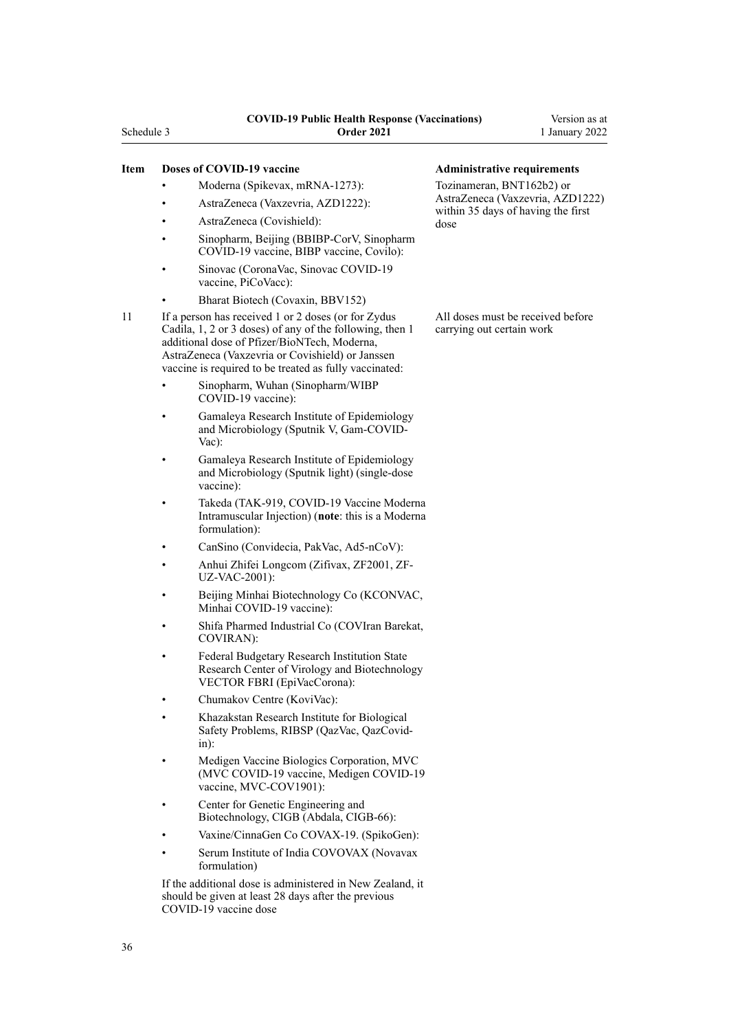| Item | Doses of COVID-19 vaccine | Administrative requirements |
|---|---|---|
| | • Moderna (Spikevax, mRNA-1273):<br>• AstraZeneca (Vaxzevria, AZD1222):<br>• AstraZeneca (Covishield):<br>• Sinopharm, Beijing (BBIBP-CorV, Sinopharm COVID-19 vaccine, BIBP vaccine, Covilo):<br>• Sinovac (CoronaVac, Sinovac COVID-19 vaccine, PiCoVacc):<br>• Bharat Biotech (Covaxin, BBV152) | Tozinameran, BNT162b2) or AstraZeneca (Vaxzevria, AZD1222) within 35 days of having the first dose |
| 11 | If a person has received 1 or 2 doses (or for Zydus Cadila, 1, 2 or 3 doses) of any of the following, then 1 additional dose of Pfizer/BioNTech, Moderna, AstraZeneca (Vaxzevria or Covishield) or Janssen vaccine is required to be treated as fully vaccinated:<br>• Sinopharm, Wuhan (Sinopharm/WIBP COVID-19 vaccine):<br>• Gamaleya Research Institute of Epidemiology and Microbiology (Sputnik V, Gam-COVID-Vac):<br>• Gamaleya Research Institute of Epidemiology and Microbiology (Sputnik light) (single-dose vaccine):<br>• Takeda (TAK-919, COVID-19 Vaccine Moderna Intramuscular Injection) (**note**: this is a Moderna formulation):<br>• CanSino (Convidecia, PakVac, Ad5-nCoV):<br>• Anhui Zhifei Longcom (Zifivax, ZF2001, ZF-UZ-VAC-2001):<br>• Beijing Minhai Biotechnology Co (KCONVAC, Minhai COVID-19 vaccine):<br>• Shifa Pharmed Industrial Co (COVIran Barekat, COVIRAN):<br>• Federal Budgetary Research Institution State Research Center of Virology and Biotechnology VECTOR FBRI (EpiVacCorona):<br>• Chumakov Centre (KoviVac):<br>• Khazakstan Research Institute for Biological Safety Problems, RIBSP (QazVac, QazCovid-in):<br>• Medigen Vaccine Biologics Corporation, MVC (MVC COVID-19 vaccine, Medigen COVID-19 vaccine, MVC-COV1901):<br>• Center for Genetic Engineering and Biotechnology, CIGB (Abdala, CIGB-66):<br>• Vaxine/CinnaGen Co COVAX-19. (SpikoGen):<br>• Serum Institute of India COVOVAX (Novavax formulation)<br><br>If the additional dose is administered in New Zealand, it should be given at least 28 days after the previous COVID-19 vaccine dose | All doses must be received before carrying out certain work |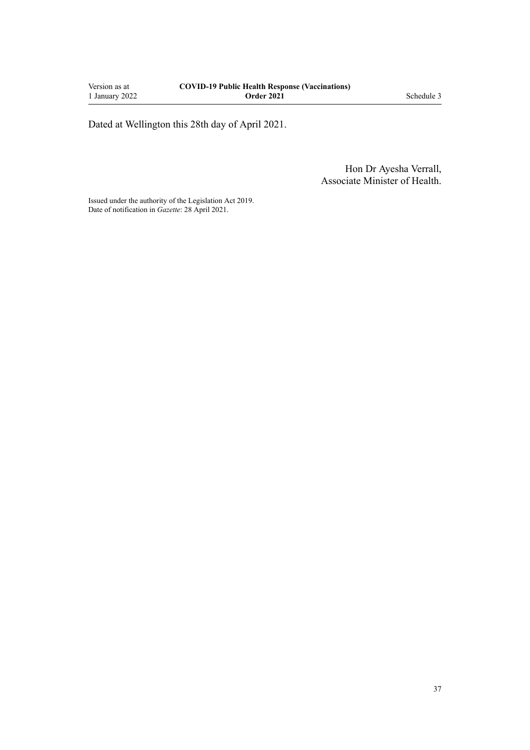Dated at Wellington this 28th day of April 2021.

Hon Dr Ayesha Verrall,
Associate Minister of Health.

Issued under the authority of the Legislation Act 2019.
Date of notification in *Gazette*: 28 April 2021.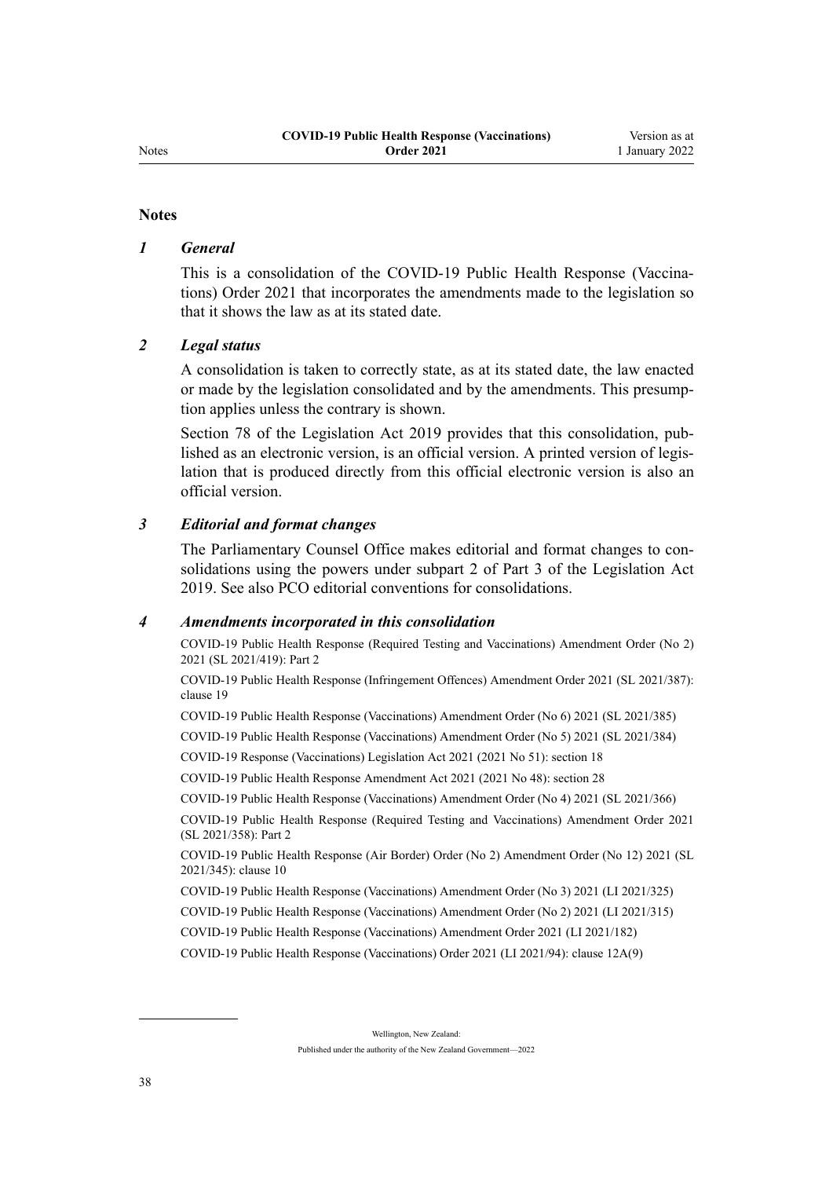## Notes

### *1 General*

This is a consolidation of the COVID-19 Public Health Response (Vaccinations) Order 2021 that incorporates the amendments made to the legislation so that it shows the law as at its stated date.

### *2 Legal status*

A consolidation is taken to correctly state, as at its stated date, the law enacted or made by the legislation consolidated and by the amendments. This presumption applies unless the contrary is shown.

Section 78 of the Legislation Act 2019 provides that this consolidation, published as an electronic version, is an official version. A printed version of legislation that is produced directly from this official electronic version is also an official version.

### *3 Editorial and format changes*

The Parliamentary Counsel Office makes editorial and format changes to consolidations using the powers under subpart 2 of Part 3 of the Legislation Act 2019. See also PCO editorial conventions for consolidations.

### *4 Amendments incorporated in this consolidation*

COVID-19 Public Health Response (Required Testing and Vaccinations) Amendment Order (No 2) 2021 (SL 2021/419): Part 2

COVID-19 Public Health Response (Infringement Offences) Amendment Order 2021 (SL 2021/387): clause 19

COVID-19 Public Health Response (Vaccinations) Amendment Order (No 6) 2021 (SL 2021/385)

COVID-19 Public Health Response (Vaccinations) Amendment Order (No 5) 2021 (SL 2021/384)

COVID-19 Response (Vaccinations) Legislation Act 2021 (2021 No 51): section 18

COVID-19 Public Health Response Amendment Act 2021 (2021 No 48): section 28

COVID-19 Public Health Response (Vaccinations) Amendment Order (No 4) 2021 (SL 2021/366)

COVID-19 Public Health Response (Required Testing and Vaccinations) Amendment Order 2021 (SL 2021/358): Part 2

COVID-19 Public Health Response (Air Border) Order (No 2) Amendment Order (No 12) 2021 (SL 2021/345): clause 10

COVID-19 Public Health Response (Vaccinations) Amendment Order (No 3) 2021 (LI 2021/325)

COVID-19 Public Health Response (Vaccinations) Amendment Order (No 2) 2021 (LI 2021/315)

COVID-19 Public Health Response (Vaccinations) Amendment Order 2021 (LI 2021/182)

COVID-19 Public Health Response (Vaccinations) Order 2021 (LI 2021/94): clause 12A(9)

Wellington, New Zealand:

Published under the authority of the New Zealand Government—2022